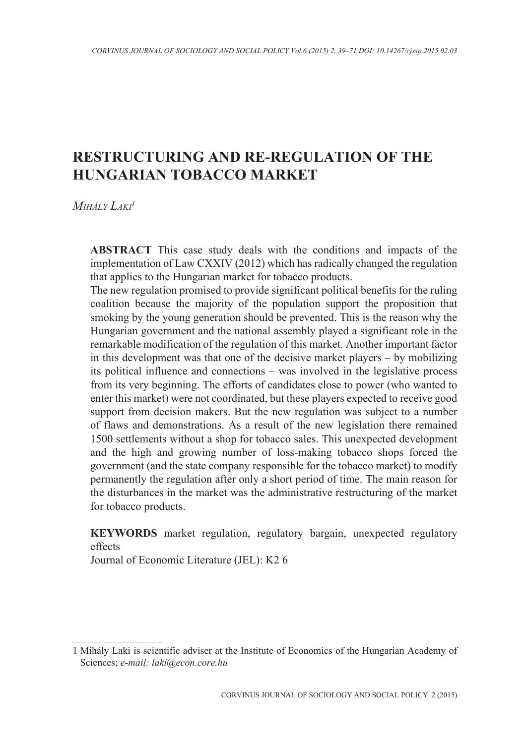# RESTRUCTURING AND RE-REGULATION OF THE HUNGARIAN TOBACCO MARKET

*Mihály Laki*[1]

**ABSTRACT** This case study deals with the conditions and impacts of the implementation of Law CXXIV (2012) which has radically changed the regulation that applies to the Hungarian market for tobacco products.

The new regulation promised to provide significant political benefits for the ruling coalition because the majority of the population support the proposition that smoking by the young generation should be prevented. This is the reason why the Hungarian government and the national assembly played a significant role in the remarkable modification of the regulation of this market. Another important factor in this development was that one of the decisive market players – by mobilizing its political influence and connections – was involved in the legislative process from its very beginning. The efforts of candidates close to power (who wanted to enter this market) were not coordinated, but these players expected to receive good support from decision makers. But the new regulation was subject to a number of flaws and demonstrations. As a result of the new legislation there remained 1500 settlements without a shop for tobacco sales. This unexpected development and the high and growing number of loss-making tobacco shops forced the government (and the state company responsible for the tobacco market) to modify permanently the regulation after only a short period of time. The main reason for the disturbances in the market was the administrative restructuring of the market for tobacco products.

**KEYWORDS** market regulation, regulatory bargain, unexpected regulatory effects

Journal of Economic Literature (JEL): K2 6

---

1 Mihály Laki is scientific adviser at the Institute of Economics of the Hungarian Academy of Sciences; *e-mail: laki@econ.core.hu*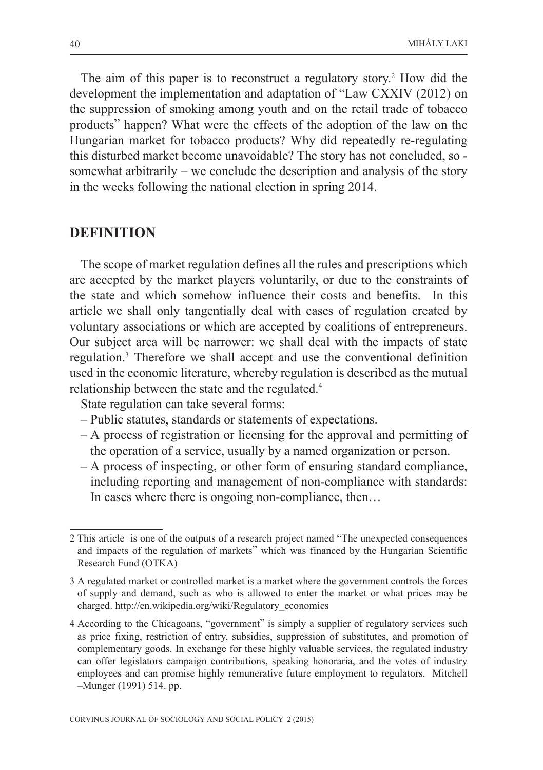The aim of this paper is to reconstruct a regulatory story.[2] How did the development the implementation and adaptation of "Law CXXIV (2012) on the suppression of smoking among youth and on the retail trade of tobacco products" happen? What were the effects of the adoption of the law on the Hungarian market for tobacco products? Why did repeatedly re-regulating this disturbed market become unavoidable? The story has not concluded, so - somewhat arbitrarily – we conclude the description and analysis of the story in the weeks following the national election in spring 2014.

## DEFINITION

The scope of market regulation defines all the rules and prescriptions which are accepted by the market players voluntarily, or due to the constraints of the state and which somehow influence their costs and benefits. In this article we shall only tangentially deal with cases of regulation created by voluntary associations or which are accepted by coalitions of entrepreneurs. Our subject area will be narrower: we shall deal with the impacts of state regulation.[3] Therefore we shall accept and use the conventional definition used in the economic literature, whereby regulation is described as the mutual relationship between the state and the regulated.[4]

State regulation can take several forms:

- Public statutes, standards or statements of expectations.
- A process of registration or licensing for the approval and permitting of the operation of a service, usually by a named organization or person.
- A process of inspecting, or other form of ensuring standard compliance, including reporting and management of non-compliance with standards: In cases where there is ongoing non-compliance, then…

---

2 This article is one of the outputs of a research project named "The unexpected consequences and impacts of the regulation of markets" which was financed by the Hungarian Scientific Research Fund (OTKA)

3 A regulated market or controlled market is a market where the government controls the forces of supply and demand, such as who is allowed to enter the market or what prices may be charged. http://en.wikipedia.org/wiki/Regulatory_economics

4 According to the Chicagoans, "government" is simply a supplier of regulatory services such as price fixing, restriction of entry, subsidies, suppression of substitutes, and promotion of complementary goods. In exchange for these highly valuable services, the regulated industry can offer legislators campaign contributions, speaking honoraria, and the votes of industry employees and can promise highly remunerative future employment to regulators. Mitchell –Munger (1991) 514. pp.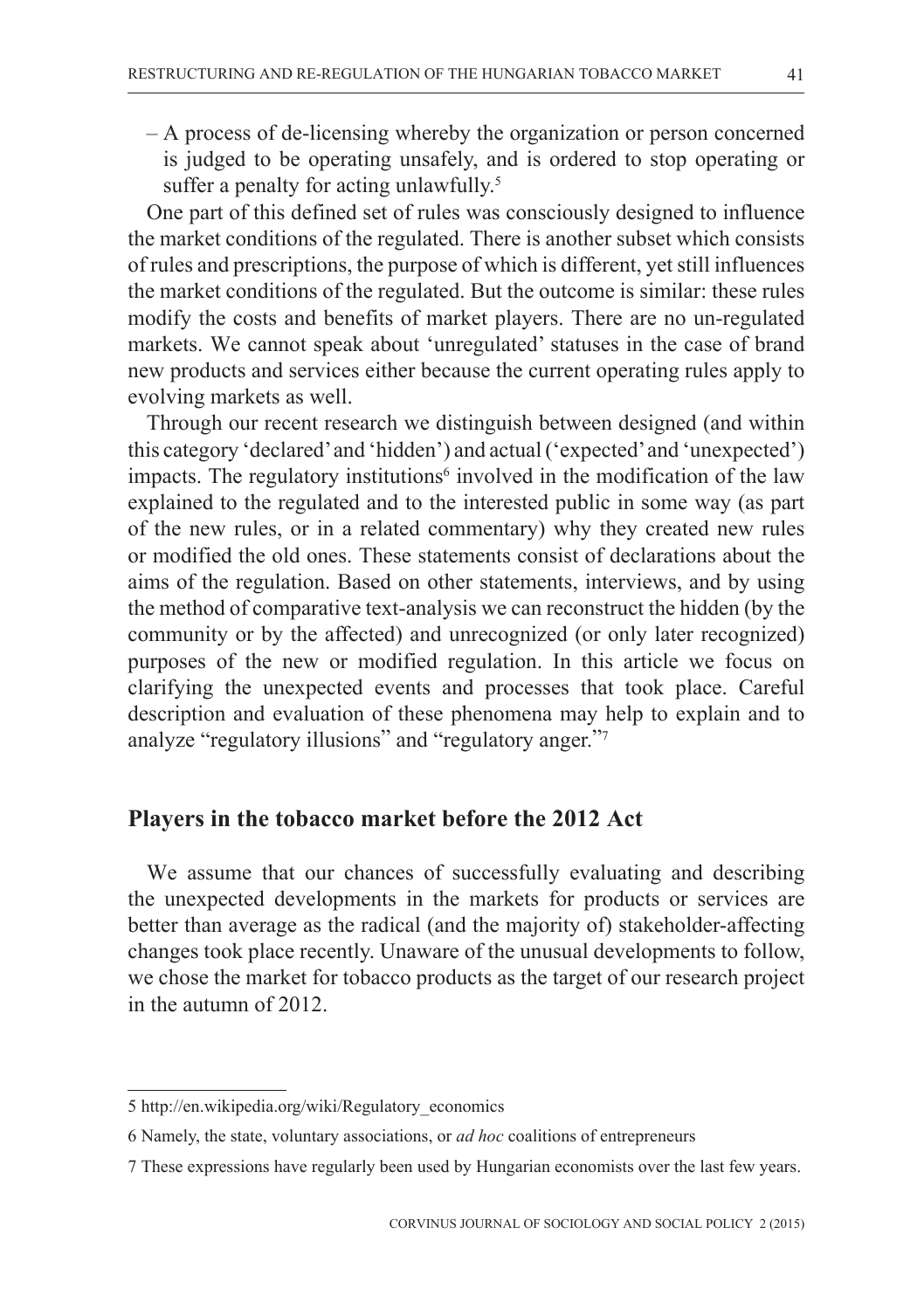– A process of de-licensing whereby the organization or person concerned is judged to be operating unsafely, and is ordered to stop operating or suffer a penalty for acting unlawfully.[5]

One part of this defined set of rules was consciously designed to influence the market conditions of the regulated. There is another subset which consists of rules and prescriptions, the purpose of which is different, yet still influences the market conditions of the regulated. But the outcome is similar: these rules modify the costs and benefits of market players. There are no un-regulated markets. We cannot speak about 'unregulated' statuses in the case of brand new products and services either because the current operating rules apply to evolving markets as well.

Through our recent research we distinguish between designed (and within this category 'declared' and 'hidden') and actual ('expected' and 'unexpected') impacts. The regulatory institutions[6] involved in the modification of the law explained to the regulated and to the interested public in some way (as part of the new rules, or in a related commentary) why they created new rules or modified the old ones. These statements consist of declarations about the aims of the regulation. Based on other statements, interviews, and by using the method of comparative text-analysis we can reconstruct the hidden (by the community or by the affected) and unrecognized (or only later recognized) purposes of the new or modified regulation. In this article we focus on clarifying the unexpected events and processes that took place. Careful description and evaluation of these phenomena may help to explain and to analyze "regulatory illusions" and "regulatory anger."[7]

## Players in the tobacco market before the 2012 Act

We assume that our chances of successfully evaluating and describing the unexpected developments in the markets for products or services are better than average as the radical (and the majority of) stakeholder-affecting changes took place recently. Unaware of the unusual developments to follow, we chose the market for tobacco products as the target of our research project in the autumn of 2012.

---

5 http://en.wikipedia.org/wiki/Regulatory_economics

6 Namely, the state, voluntary associations, or *ad hoc* coalitions of entrepreneurs

7 These expressions have regularly been used by Hungarian economists over the last few years.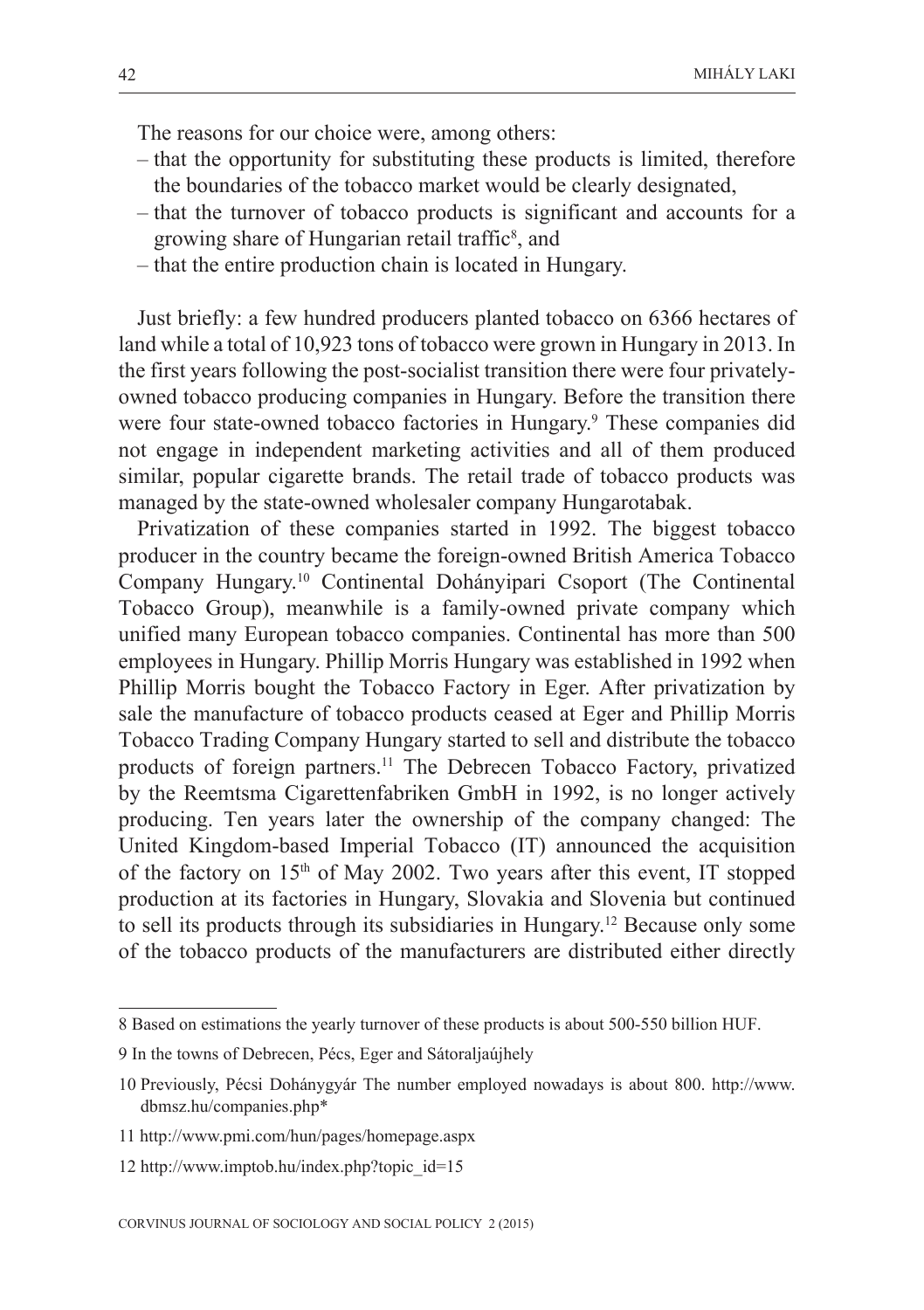The reasons for our choice were, among others:

- that the opportunity for substituting these products is limited, therefore the boundaries of the tobacco market would be clearly designated,
- that the turnover of tobacco products is significant and accounts for a growing share of Hungarian retail traffic[8], and
- that the entire production chain is located in Hungary.

Just briefly: a few hundred producers planted tobacco on 6366 hectares of land while a total of 10,923 tons of tobacco were grown in Hungary in 2013. In the first years following the post-socialist transition there were four privately-owned tobacco producing companies in Hungary. Before the transition there were four state-owned tobacco factories in Hungary.[9] These companies did not engage in independent marketing activities and all of them produced similar, popular cigarette brands. The retail trade of tobacco products was managed by the state-owned wholesaler company Hungarotabak.

Privatization of these companies started in 1992. The biggest tobacco producer in the country became the foreign-owned British America Tobacco Company Hungary.[10] Continental Dohányipari Csoport (The Continental Tobacco Group), meanwhile is a family-owned private company which unified many European tobacco companies. Continental has more than 500 employees in Hungary. Phillip Morris Hungary was established in 1992 when Phillip Morris bought the Tobacco Factory in Eger. After privatization by sale the manufacture of tobacco products ceased at Eger and Phillip Morris Tobacco Trading Company Hungary started to sell and distribute the tobacco products of foreign partners.[11] The Debrecen Tobacco Factory, privatized by the Reemtsma Cigarettenfabriken GmbH in 1992, is no longer actively producing. Ten years later the ownership of the company changed: The United Kingdom-based Imperial Tobacco (IT) announced the acquisition of the factory on 15th of May 2002. Two years after this event, IT stopped production at its factories in Hungary, Slovakia and Slovenia but continued to sell its products through its subsidiaries in Hungary.[12] Because only some of the tobacco products of the manufacturers are distributed either directly

---

8 Based on estimations the yearly turnover of these products is about 500-550 billion HUF.

9 In the towns of Debrecen, Pécs, Eger and Sátoraljaújhely

10 Previously, Pécsi Dohánygyár The number employed nowadays is about 800. http://www.dbmsz.hu/companies.php*

11 http://www.pmi.com/hun/pages/homepage.aspx

12 http://www.imptob.hu/index.php?topic_id=15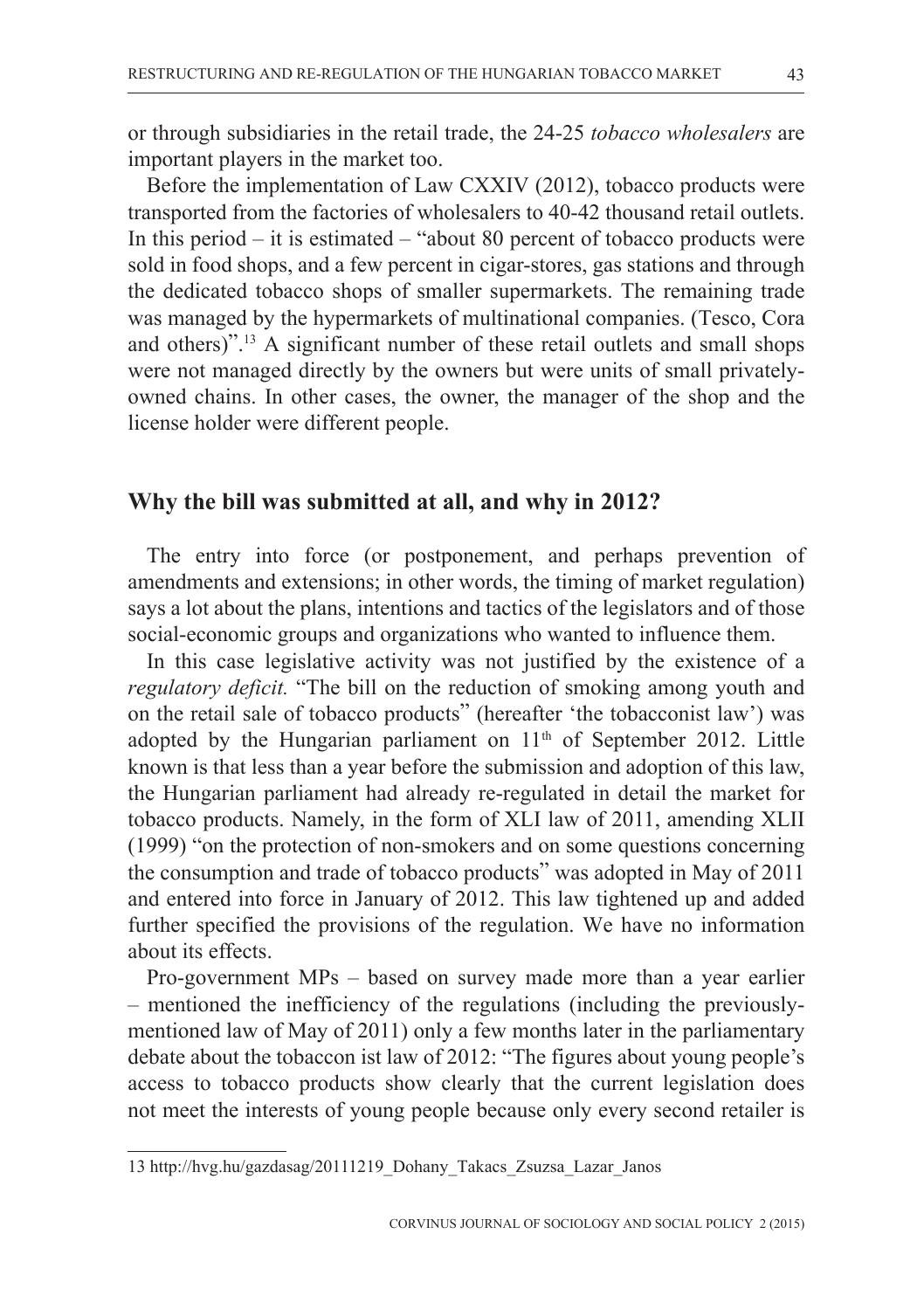or through subsidiaries in the retail trade, the 24-25 *tobacco wholesalers* are important players in the market too.

Before the implementation of Law CXXIV (2012), tobacco products were transported from the factories of wholesalers to 40-42 thousand retail outlets. In this period – it is estimated – "about 80 percent of tobacco products were sold in food shops, and a few percent in cigar-stores, gas stations and through the dedicated tobacco shops of smaller supermarkets. The remaining trade was managed by the hypermarkets of multinational companies. (Tesco, Cora and others)".[13] A significant number of these retail outlets and small shops were not managed directly by the owners but were units of small privately-owned chains. In other cases, the owner, the manager of the shop and the license holder were different people.

## Why the bill was submitted at all, and why in 2012?

The entry into force (or postponement, and perhaps prevention of amendments and extensions; in other words, the timing of market regulation) says a lot about the plans, intentions and tactics of the legislators and of those social-economic groups and organizations who wanted to influence them.

In this case legislative activity was not justified by the existence of a *regulatory deficit.* "The bill on the reduction of smoking among youth and on the retail sale of tobacco products" (hereafter 'the tobacconist law') was adopted by the Hungarian parliament on 11th of September 2012. Little known is that less than a year before the submission and adoption of this law, the Hungarian parliament had already re-regulated in detail the market for tobacco products. Namely, in the form of XLI law of 2011, amending XLII (1999) "on the protection of non-smokers and on some questions concerning the consumption and trade of tobacco products" was adopted in May of 2011 and entered into force in January of 2012. This law tightened up and added further specified the provisions of the regulation. We have no information about its effects.

Pro-government MPs – based on survey made more than a year earlier – mentioned the inefficiency of the regulations (including the previously-mentioned law of May of 2011) only a few months later in the parliamentary debate about the tobaccon ist law of 2012: "The figures about young people's access to tobacco products show clearly that the current legislation does not meet the interests of young people because only every second retailer is

---

13 http://hvg.hu/gazdasag/20111219_Dohany_Takacs_Zsuzsa_Lazar_Janos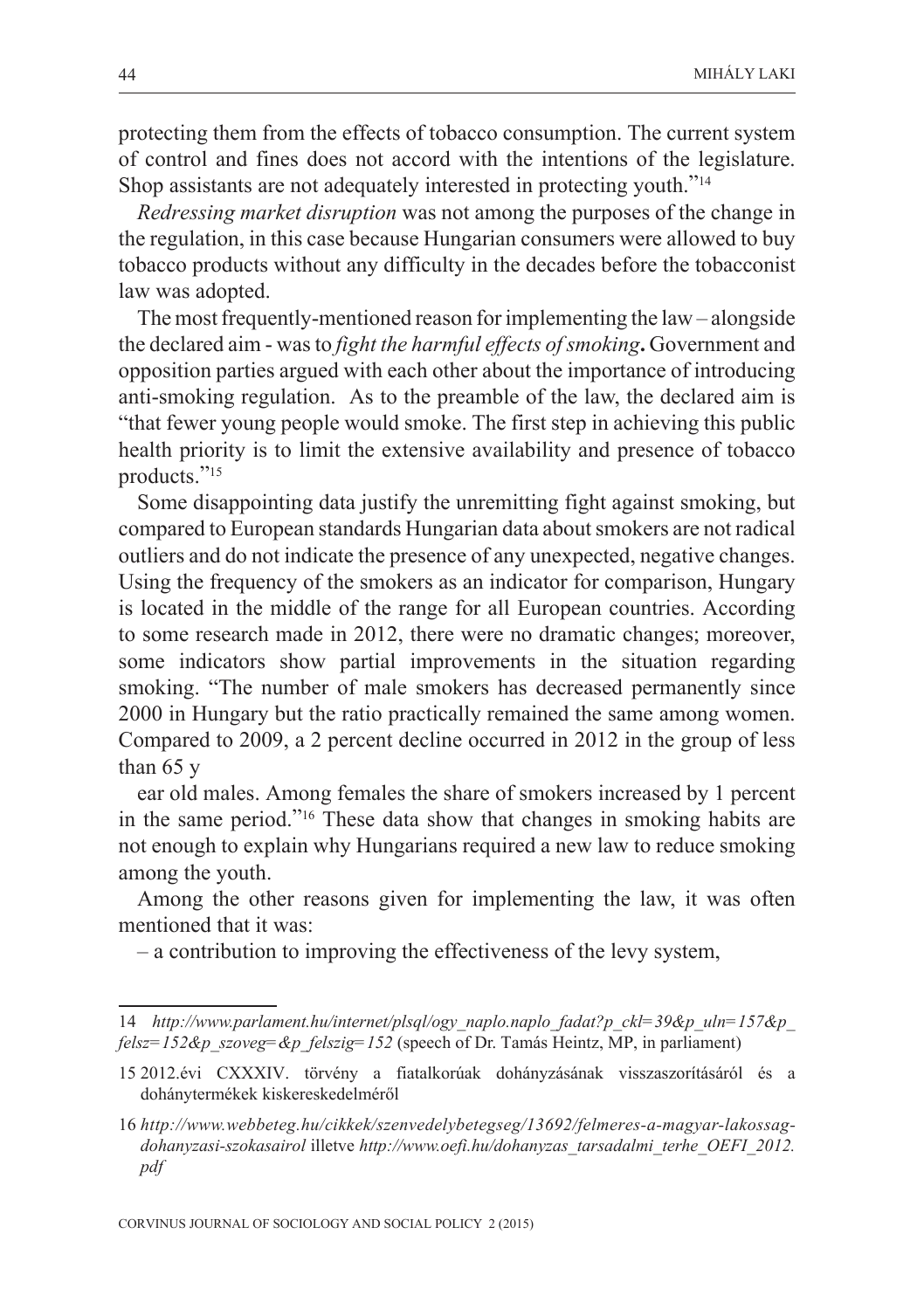protecting them from the effects of tobacco consumption. The current system of control and fines does not accord with the intentions of the legislature. Shop assistants are not adequately interested in protecting youth."[14]

*Redressing market disruption* was not among the purposes of the change in the regulation, in this case because Hungarian consumers were allowed to buy tobacco products without any difficulty in the decades before the tobacconist law was adopted.

The most frequently-mentioned reason for implementing the law – alongside the declared aim - was to *fight the harmful effects of smoking***.** Government and opposition parties argued with each other about the importance of introducing anti-smoking regulation. As to the preamble of the law, the declared aim is "that fewer young people would smoke. The first step in achieving this public health priority is to limit the extensive availability and presence of tobacco products."[15]

Some disappointing data justify the unremitting fight against smoking, but compared to European standards Hungarian data about smokers are not radical outliers and do not indicate the presence of any unexpected, negative changes. Using the frequency of the smokers as an indicator for comparison, Hungary is located in the middle of the range for all European countries. According to some research made in 2012, there were no dramatic changes; moreover, some indicators show partial improvements in the situation regarding smoking. "The number of male smokers has decreased permanently since 2000 in Hungary but the ratio practically remained the same among women. Compared to 2009, a 2 percent decline occurred in 2012 in the group of less than 65 y

ear old males. Among females the share of smokers increased by 1 percent in the same period."[16] These data show that changes in smoking habits are not enough to explain why Hungarians required a new law to reduce smoking among the youth.

Among the other reasons given for implementing the law, it was often mentioned that it was:

– a contribution to improving the effectiveness of the levy system,

---

14 *http://www.parlament.hu/internet/plsql/ogy_naplo.naplo_fadat?p_ckl=39&p_uln=157&p_felsz=152&p_szoveg=&p_felszig=152* (speech of Dr. Tamás Heintz, MP, in parliament)

15 2012.évi CXXXIV. törvény a fiatalkorúak dohányzásának visszaszorításáról és a dohánytermékek kiskereskedelméről

16 *http://www.webbeteg.hu/cikkek/szenvedelybetegseg/13692/felmeres-a-magyar-lakossag-dohanyzasi-szokasairol* illetve *http://www.oefi.hu/dohanyzas_tarsadalmi_terhe_OEFI_2012.pdf*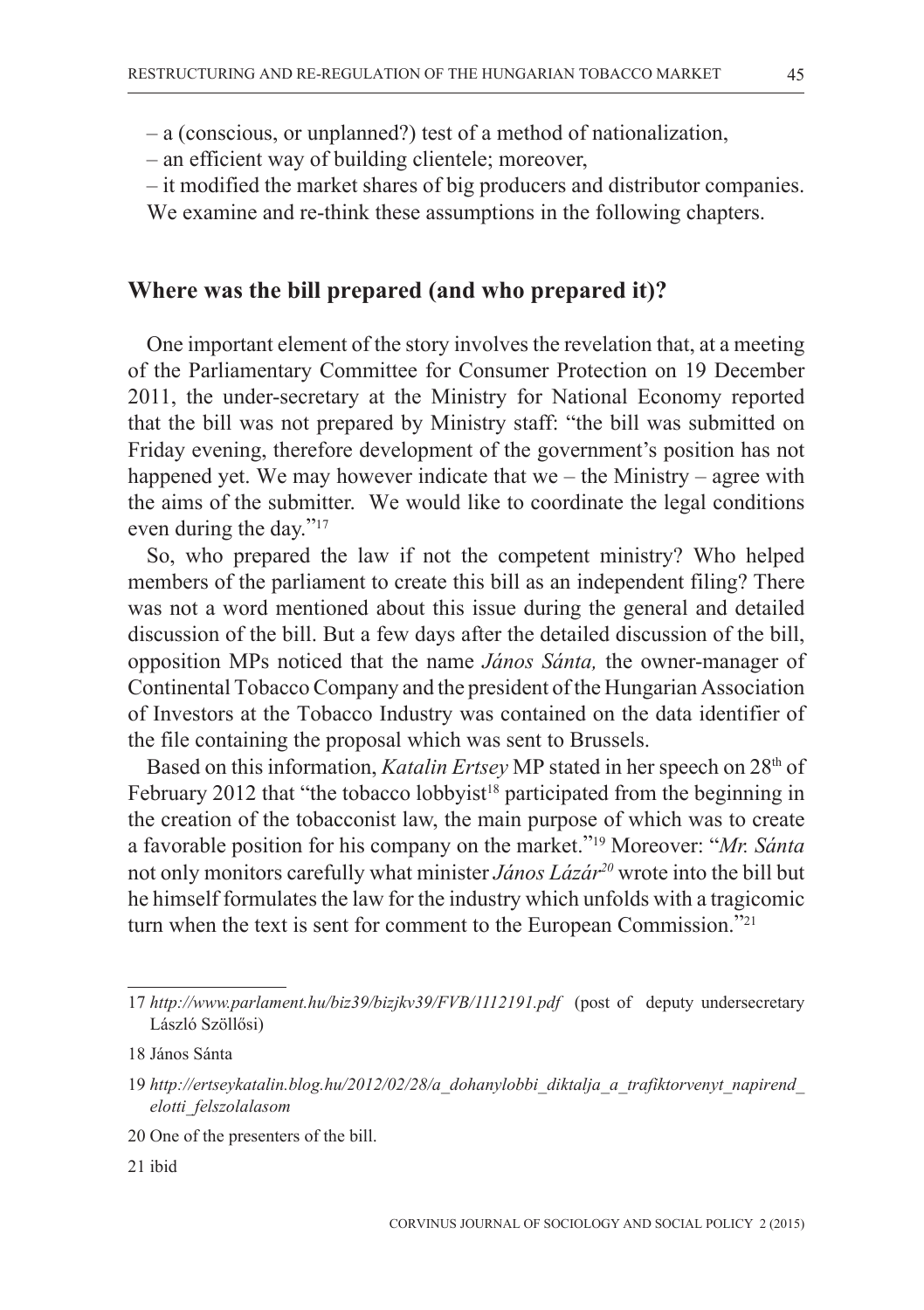– a (conscious, or unplanned?) test of a method of nationalization,

– an efficient way of building clientele; moreover,

– it modified the market shares of big producers and distributor companies.

We examine and re-think these assumptions in the following chapters.

## Where was the bill prepared (and who prepared it)?

One important element of the story involves the revelation that, at a meeting of the Parliamentary Committee for Consumer Protection on 19 December 2011, the under-secretary at the Ministry for National Economy reported that the bill was not prepared by Ministry staff: "the bill was submitted on Friday evening, therefore development of the government's position has not happened yet. We may however indicate that we – the Ministry – agree with the aims of the submitter. We would like to coordinate the legal conditions even during the day."[17]

So, who prepared the law if not the competent ministry? Who helped members of the parliament to create this bill as an independent filing? There was not a word mentioned about this issue during the general and detailed discussion of the bill. But a few days after the detailed discussion of the bill, opposition MPs noticed that the name *János Sánta,* the owner-manager of Continental Tobacco Company and the president of the Hungarian Association of Investors at the Tobacco Industry was contained on the data identifier of the file containing the proposal which was sent to Brussels.

Based on this information, *Katalin Ertsey* MP stated in her speech on 28th of February 2012 that "the tobacco lobbyist[18] participated from the beginning in the creation of the tobacconist law, the main purpose of which was to create a favorable position for his company on the market."[19] Moreover: "*Mr. Sánta* not only monitors carefully what minister *János Lázár*[20] wrote into the bill but he himself formulates the law for the industry which unfolds with a tragicomic turn when the text is sent for comment to the European Commission."[21]

---

17 *http://www.parlament.hu/biz39/bizjkv39/FVB/1112191.pdf* (post of deputy undersecretary László Szöllősi)

18 János Sánta

19 *http://ertseykatalin.blog.hu/2012/02/28/a_dohanylobbi_diktalja_a_trafiktorvenyt_napirend_elotti_felszolalasom*

20 One of the presenters of the bill.

21 ibid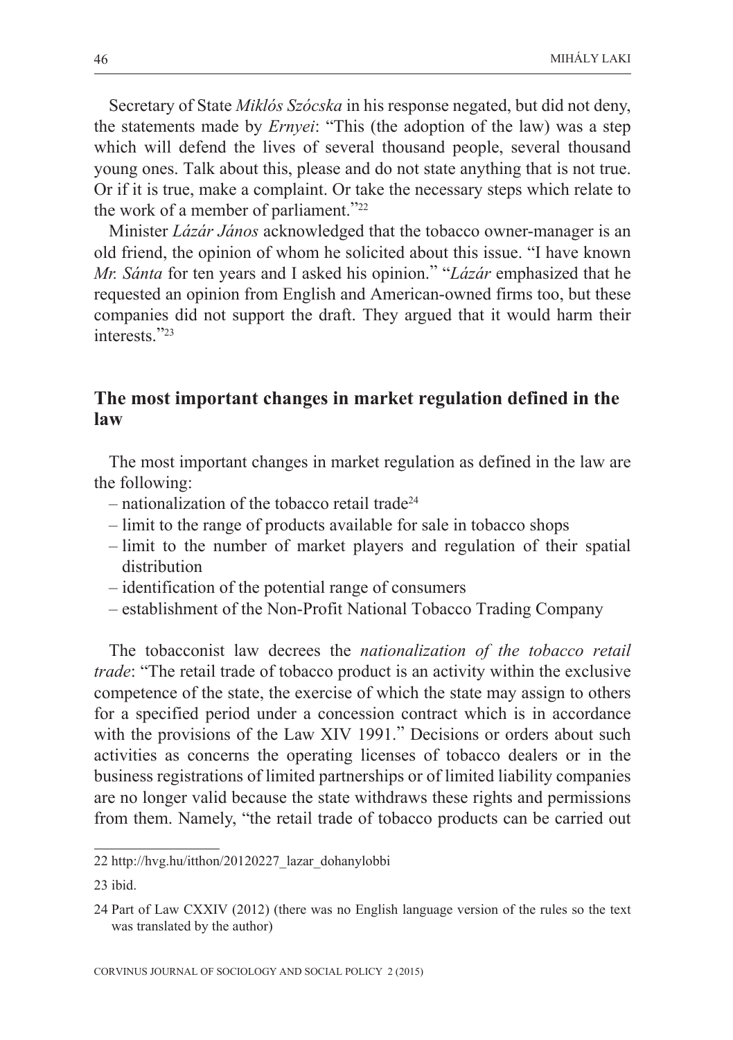Secretary of State *Miklós Szócska* in his response negated, but did not deny, the statements made by *Ernyei*: "This (the adoption of the law) was a step which will defend the lives of several thousand people, several thousand young ones. Talk about this, please and do not state anything that is not true. Or if it is true, make a complaint. Or take the necessary steps which relate to the work of a member of parliament."[22]

Minister *Lázár János* acknowledged that the tobacco owner-manager is an old friend, the opinion of whom he solicited about this issue. "I have known *Mr. Sánta* for ten years and I asked his opinion." "*Lázár* emphasized that he requested an opinion from English and American-owned firms too, but these companies did not support the draft. They argued that it would harm their interests."[23]

## The most important changes in market regulation defined in the law

The most important changes in market regulation as defined in the law are the following:

- nationalization of the tobacco retail trade[24]
- limit to the range of products available for sale in tobacco shops
- limit to the number of market players and regulation of their spatial distribution
- identification of the potential range of consumers
- establishment of the Non-Profit National Tobacco Trading Company

The tobacconist law decrees the *nationalization of the tobacco retail trade*: "The retail trade of tobacco product is an activity within the exclusive competence of the state, the exercise of which the state may assign to others for a specified period under a concession contract which is in accordance with the provisions of the Law XIV 1991." Decisions or orders about such activities as concerns the operating licenses of tobacco dealers or in the business registrations of limited partnerships or of limited liability companies are no longer valid because the state withdraws these rights and permissions from them. Namely, "the retail trade of tobacco products can be carried out

---

22 http://hvg.hu/itthon/20120227_lazar_dohanylobbi

23 ibid.

24 Part of Law CXXIV (2012) (there was no English language version of the rules so the text was translated by the author)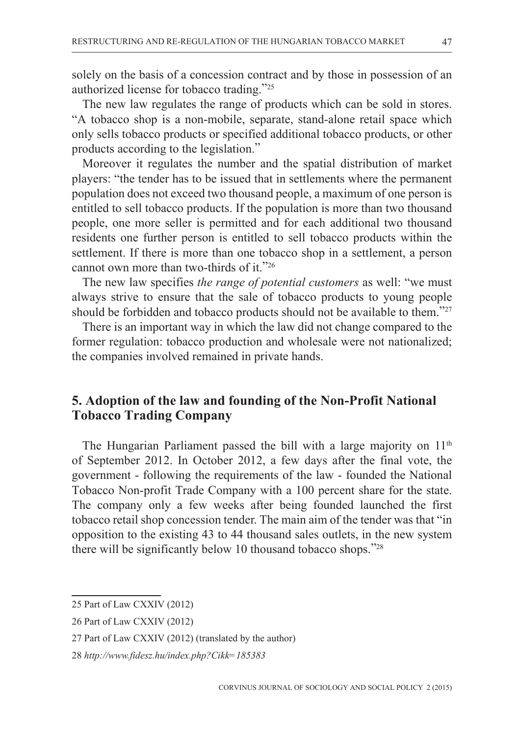solely on the basis of a concession contract and by those in possession of an authorized license for tobacco trading."[25]

The new law regulates the range of products which can be sold in stores. "A tobacco shop is a non-mobile, separate, stand-alone retail space which only sells tobacco products or specified additional tobacco products, or other products according to the legislation."

Moreover it regulates the number and the spatial distribution of market players: "the tender has to be issued that in settlements where the permanent population does not exceed two thousand people, a maximum of one person is entitled to sell tobacco products. If the population is more than two thousand people, one more seller is permitted and for each additional two thousand residents one further person is entitled to sell tobacco products within the settlement. If there is more than one tobacco shop in a settlement, a person cannot own more than two-thirds of it."[26]

The new law specifies *the range of potential customers* as well: "we must always strive to ensure that the sale of tobacco products to young people should be forbidden and tobacco products should not be available to them."[27]

There is an important way in which the law did not change compared to the former regulation: tobacco production and wholesale were not nationalized; the companies involved remained in private hands.

## 5. Adoption of the law and founding of the Non-Profit National Tobacco Trading Company

The Hungarian Parliament passed the bill with a large majority on 11th of September 2012. In October 2012, a few days after the final vote, the government - following the requirements of the law - founded the National Tobacco Non-profit Trade Company with a 100 percent share for the state. The company only a few weeks after being founded launched the first tobacco retail shop concession tender. The main aim of the tender was that "in opposition to the existing 43 to 44 thousand sales outlets, in the new system there will be significantly below 10 thousand tobacco shops."[28]

---

25 Part of Law CXXIV (2012)

26 Part of Law CXXIV (2012)

27 Part of Law CXXIV (2012) (translated by the author)

28 *http://www.fidesz.hu/index.php?Cikk=185383*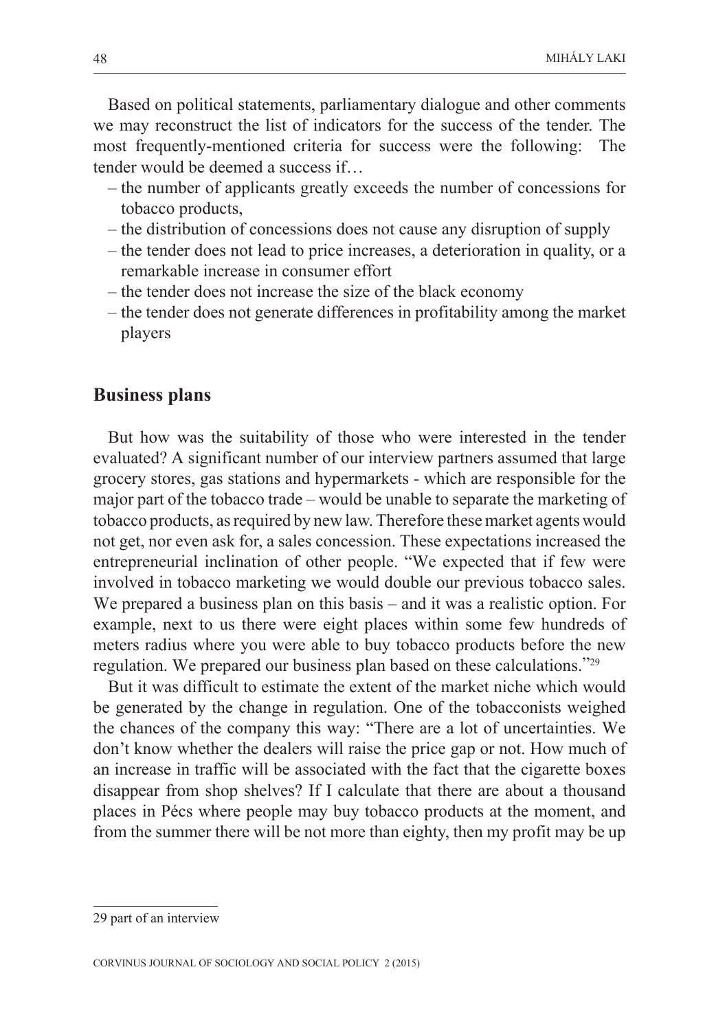Based on political statements, parliamentary dialogue and other comments we may reconstruct the list of indicators for the success of the tender. The most frequently-mentioned criteria for success were the following: The tender would be deemed a success if…

- the number of applicants greatly exceeds the number of concessions for tobacco products,
- the distribution of concessions does not cause any disruption of supply
- the tender does not lead to price increases, a deterioration in quality, or a remarkable increase in consumer effort
- the tender does not increase the size of the black economy
- the tender does not generate differences in profitability among the market players

## Business plans

But how was the suitability of those who were interested in the tender evaluated? A significant number of our interview partners assumed that large grocery stores, gas stations and hypermarkets - which are responsible for the major part of the tobacco trade – would be unable to separate the marketing of tobacco products, as required by new law. Therefore these market agents would not get, nor even ask for, a sales concession. These expectations increased the entrepreneurial inclination of other people. "We expected that if few were involved in tobacco marketing we would double our previous tobacco sales. We prepared a business plan on this basis – and it was a realistic option. For example, next to us there were eight places within some few hundreds of meters radius where you were able to buy tobacco products before the new regulation. We prepared our business plan based on these calculations."[29]

But it was difficult to estimate the extent of the market niche which would be generated by the change in regulation. One of the tobacconists weighed the chances of the company this way: "There are a lot of uncertainties. We don't know whether the dealers will raise the price gap or not. How much of an increase in traffic will be associated with the fact that the cigarette boxes disappear from shop shelves? If I calculate that there are about a thousand places in Pécs where people may buy tobacco products at the moment, and from the summer there will be not more than eighty, then my profit may be up

29 part of an interview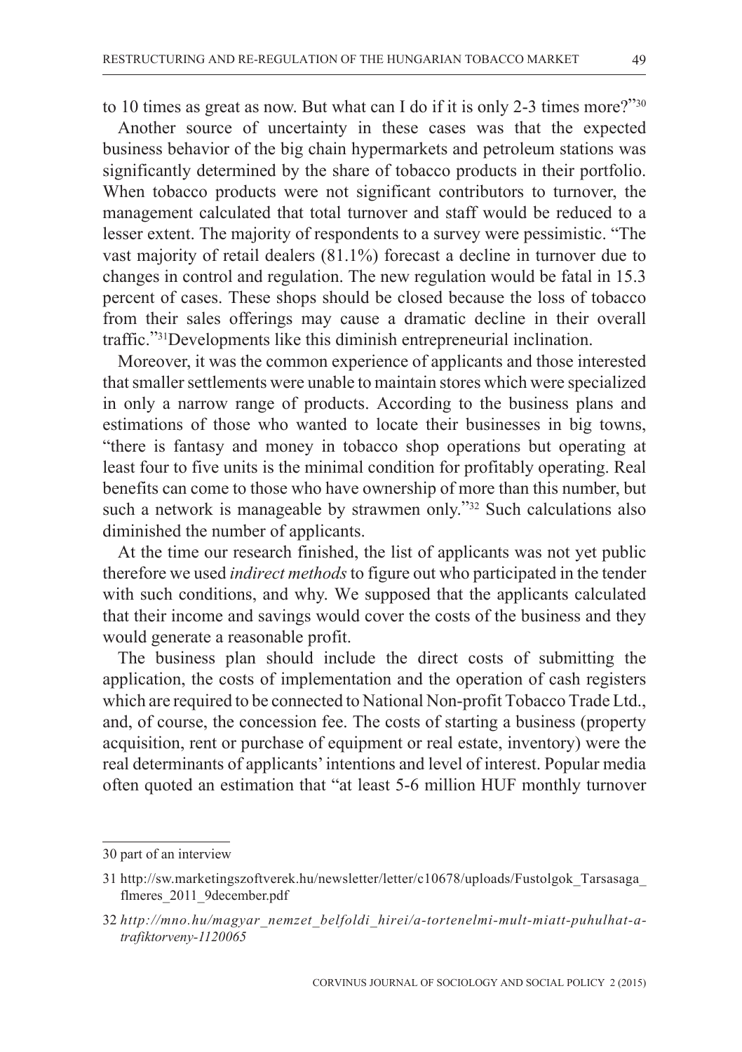to 10 times as great as now. But what can I do if it is only 2-3 times more?"[30]

Another source of uncertainty in these cases was that the expected business behavior of the big chain hypermarkets and petroleum stations was significantly determined by the share of tobacco products in their portfolio. When tobacco products were not significant contributors to turnover, the management calculated that total turnover and staff would be reduced to a lesser extent. The majority of respondents to a survey were pessimistic. "The vast majority of retail dealers (81.1%) forecast a decline in turnover due to changes in control and regulation. The new regulation would be fatal in 15.3 percent of cases. These shops should be closed because the loss of tobacco from their sales offerings may cause a dramatic decline in their overall traffic."[31]Developments like this diminish entrepreneurial inclination.

Moreover, it was the common experience of applicants and those interested that smaller settlements were unable to maintain stores which were specialized in only a narrow range of products. According to the business plans and estimations of those who wanted to locate their businesses in big towns, "there is fantasy and money in tobacco shop operations but operating at least four to five units is the minimal condition for profitably operating. Real benefits can come to those who have ownership of more than this number, but such a network is manageable by strawmen only."[32] Such calculations also diminished the number of applicants.

At the time our research finished, the list of applicants was not yet public therefore we used *indirect methods* to figure out who participated in the tender with such conditions, and why. We supposed that the applicants calculated that their income and savings would cover the costs of the business and they would generate a reasonable profit.

The business plan should include the direct costs of submitting the application, the costs of implementation and the operation of cash registers which are required to be connected to National Non-profit Tobacco Trade Ltd., and, of course, the concession fee. The costs of starting a business (property acquisition, rent or purchase of equipment or real estate, inventory) were the real determinants of applicants' intentions and level of interest. Popular media often quoted an estimation that "at least 5-6 million HUF monthly turnover

---

30 part of an interview

31 http://sw.marketingszoftverek.hu/newsletter/letter/c10678/uploads/Fustolgok_Tarsasaga_flmeres_2011_9december.pdf

32 *http://mno.hu/magyar_nemzet_belfoldi_hirei/a-tortenelmi-mult-miatt-puhulhat-a-trafiktorveny-1120065*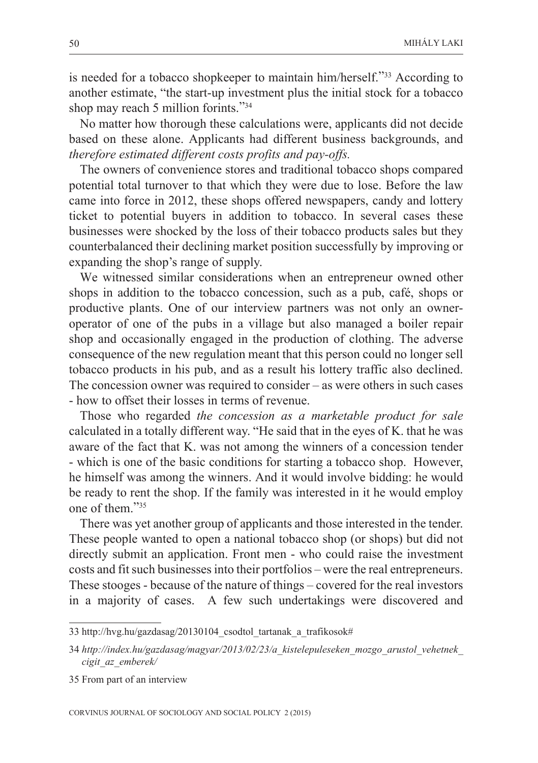is needed for a tobacco shopkeeper to maintain him/herself."[33] According to another estimate, "the start-up investment plus the initial stock for a tobacco shop may reach 5 million forints."[34]

No matter how thorough these calculations were, applicants did not decide based on these alone. Applicants had different business backgrounds, and *therefore estimated different costs profits and pay-offs.*

The owners of convenience stores and traditional tobacco shops compared potential total turnover to that which they were due to lose. Before the law came into force in 2012, these shops offered newspapers, candy and lottery ticket to potential buyers in addition to tobacco. In several cases these businesses were shocked by the loss of their tobacco products sales but they counterbalanced their declining market position successfully by improving or expanding the shop's range of supply.

We witnessed similar considerations when an entrepreneur owned other shops in addition to the tobacco concession, such as a pub, café, shops or productive plants. One of our interview partners was not only an owner-operator of one of the pubs in a village but also managed a boiler repair shop and occasionally engaged in the production of clothing. The adverse consequence of the new regulation meant that this person could no longer sell tobacco products in his pub, and as a result his lottery traffic also declined. The concession owner was required to consider – as were others in such cases - how to offset their losses in terms of revenue.

Those who regarded *the concession as a marketable product for sale* calculated in a totally different way. "He said that in the eyes of K. that he was aware of the fact that K. was not among the winners of a concession tender - which is one of the basic conditions for starting a tobacco shop. However, he himself was among the winners. And it would involve bidding: he would be ready to rent the shop. If the family was interested in it he would employ one of them."[35]

There was yet another group of applicants and those interested in the tender. These people wanted to open a national tobacco shop (or shops) but did not directly submit an application. Front men - who could raise the investment costs and fit such businesses into their portfolios – were the real entrepreneurs. These stooges - because of the nature of things – covered for the real investors in a majority of cases. A few such undertakings were discovered and

---

33 http://hvg.hu/gazdasag/20130104_csodtol_tartanak_a_trafikosok#

34 *http://index.hu/gazdasag/magyar/2013/02/23/a_kistelepuleseken_mozgo_arustol_vehetnek_cigit_az_emberek/*

35 From part of an interview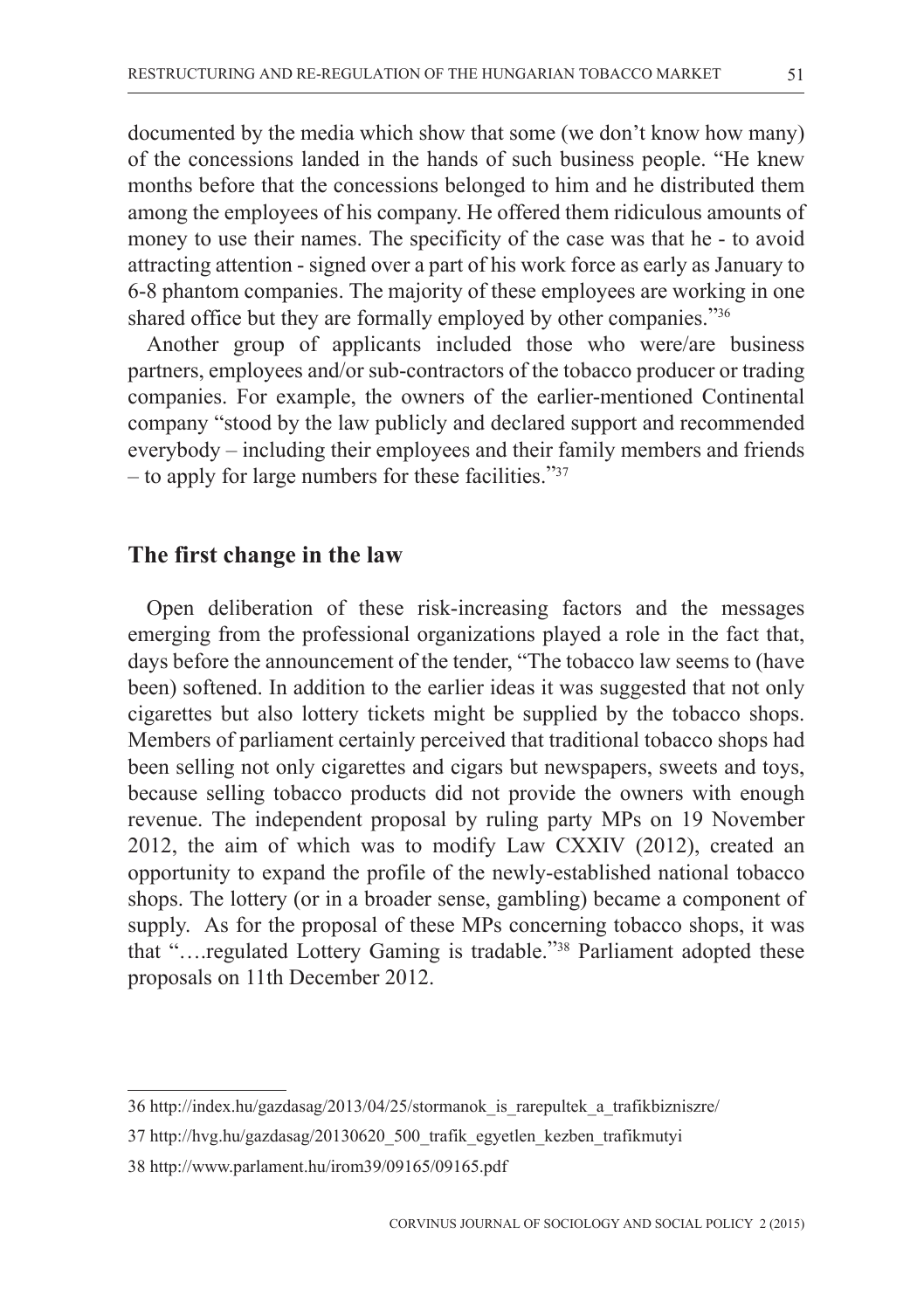documented by the media which show that some (we don't know how many) of the concessions landed in the hands of such business people. "He knew months before that the concessions belonged to him and he distributed them among the employees of his company. He offered them ridiculous amounts of money to use their names. The specificity of the case was that he - to avoid attracting attention - signed over a part of his work force as early as January to 6-8 phantom companies. The majority of these employees are working in one shared office but they are formally employed by other companies."[36]

Another group of applicants included those who were/are business partners, employees and/or sub-contractors of the tobacco producer or trading companies. For example, the owners of the earlier-mentioned Continental company "stood by the law publicly and declared support and recommended everybody – including their employees and their family members and friends – to apply for large numbers for these facilities."[37]

## The first change in the law

Open deliberation of these risk-increasing factors and the messages emerging from the professional organizations played a role in the fact that, days before the announcement of the tender, "The tobacco law seems to (have been) softened. In addition to the earlier ideas it was suggested that not only cigarettes but also lottery tickets might be supplied by the tobacco shops. Members of parliament certainly perceived that traditional tobacco shops had been selling not only cigarettes and cigars but newspapers, sweets and toys, because selling tobacco products did not provide the owners with enough revenue. The independent proposal by ruling party MPs on 19 November 2012, the aim of which was to modify Law CXXIV (2012), created an opportunity to expand the profile of the newly-established national tobacco shops. The lottery (or in a broader sense, gambling) became a component of supply. As for the proposal of these MPs concerning tobacco shops, it was that "….regulated Lottery Gaming is tradable."[38] Parliament adopted these proposals on 11th December 2012.

---

36 http://index.hu/gazdasag/2013/04/25/stormanok_is_rarepultek_a_trafikbizniszre/

37 http://hvg.hu/gazdasag/20130620_500_trafik_egyetlen_kezben_trafikmutyi

38 http://www.parlament.hu/irom39/09165/09165.pdf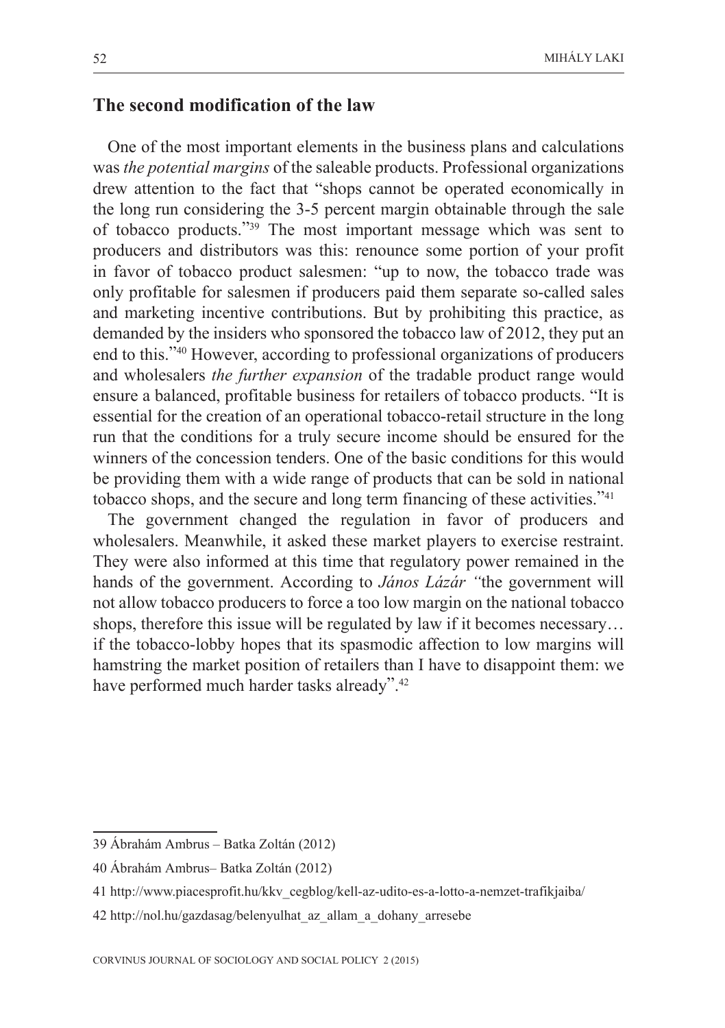## The second modification of the law

One of the most important elements in the business plans and calculations was *the potential margins* of the saleable products. Professional organizations drew attention to the fact that "shops cannot be operated economically in the long run considering the 3-5 percent margin obtainable through the sale of tobacco products."[39] The most important message which was sent to producers and distributors was this: renounce some portion of your profit in favor of tobacco product salesmen: "up to now, the tobacco trade was only profitable for salesmen if producers paid them separate so-called sales and marketing incentive contributions. But by prohibiting this practice, as demanded by the insiders who sponsored the tobacco law of 2012, they put an end to this."[40] However, according to professional organizations of producers and wholesalers *the further expansion* of the tradable product range would ensure a balanced, profitable business for retailers of tobacco products. "It is essential for the creation of an operational tobacco-retail structure in the long run that the conditions for a truly secure income should be ensured for the winners of the concession tenders. One of the basic conditions for this would be providing them with a wide range of products that can be sold in national tobacco shops, and the secure and long term financing of these activities."[41]

The government changed the regulation in favor of producers and wholesalers. Meanwhile, it asked these market players to exercise restraint. They were also informed at this time that regulatory power remained in the hands of the government. According to *János Lázár* "the government will not allow tobacco producers to force a too low margin on the national tobacco shops, therefore this issue will be regulated by law if it becomes necessary… if the tobacco-lobby hopes that its spasmodic affection to low margins will hamstring the market position of retailers than I have to disappoint them: we have performed much harder tasks already".[42]

---

39 Ábrahám Ambrus – Batka Zoltán (2012)

40 Ábrahám Ambrus– Batka Zoltán (2012)

41 http://www.piacesprofit.hu/kkv_cegblog/kell-az-udito-es-a-lotto-a-nemzet-trafikjaiba/

42 http://nol.hu/gazdasag/belenyulhat_az_allam_a_dohany_arresebe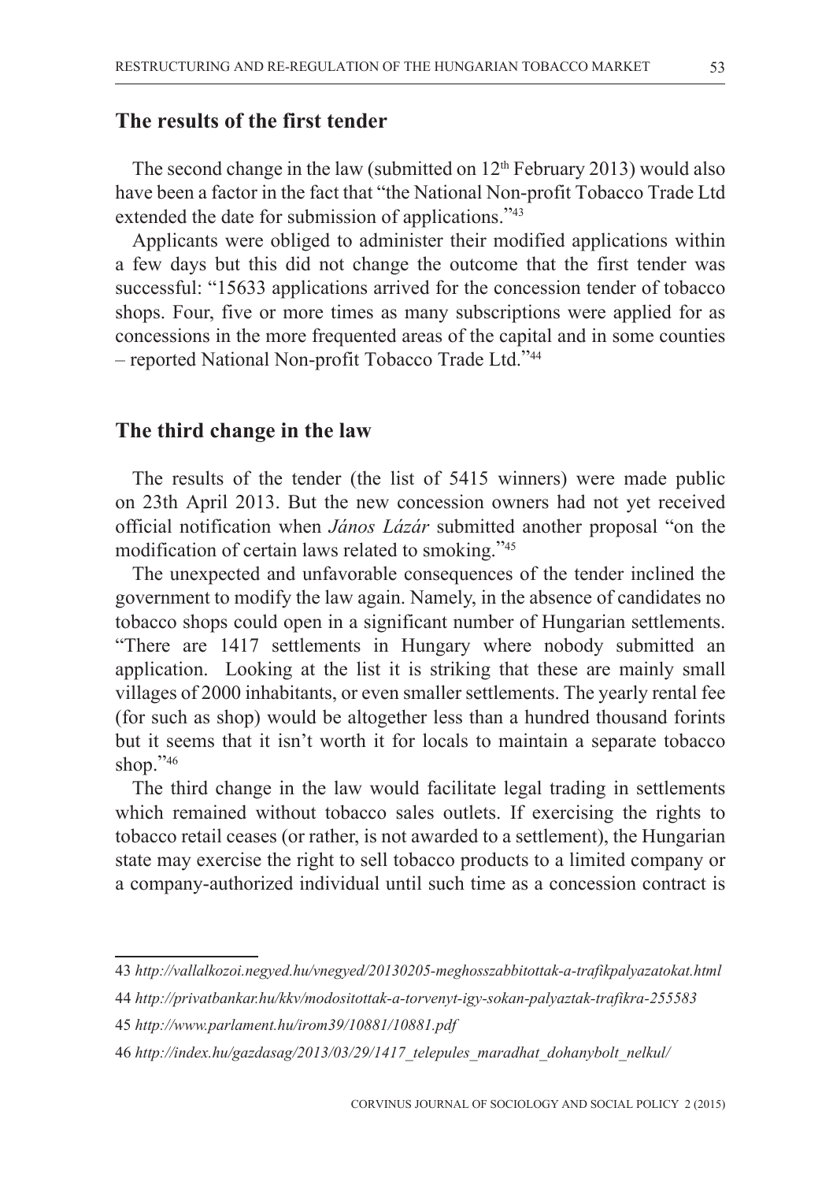## The results of the first tender

The second change in the law (submitted on 12th February 2013) would also have been a factor in the fact that "the National Non-profit Tobacco Trade Ltd extended the date for submission of applications."[43]

Applicants were obliged to administer their modified applications within a few days but this did not change the outcome that the first tender was successful: "15633 applications arrived for the concession tender of tobacco shops. Four, five or more times as many subscriptions were applied for as concessions in the more frequented areas of the capital and in some counties – reported National Non-profit Tobacco Trade Ltd."[44]

## The third change in the law

The results of the tender (the list of 5415 winners) were made public on 23th April 2013. But the new concession owners had not yet received official notification when *János Lázár* submitted another proposal "on the modification of certain laws related to smoking."[45]

The unexpected and unfavorable consequences of the tender inclined the government to modify the law again. Namely, in the absence of candidates no tobacco shops could open in a significant number of Hungarian settlements. "There are 1417 settlements in Hungary where nobody submitted an application. Looking at the list it is striking that these are mainly small villages of 2000 inhabitants, or even smaller settlements. The yearly rental fee (for such as shop) would be altogether less than a hundred thousand forints but it seems that it isn't worth it for locals to maintain a separate tobacco shop."[46]

The third change in the law would facilitate legal trading in settlements which remained without tobacco sales outlets. If exercising the rights to tobacco retail ceases (or rather, is not awarded to a settlement), the Hungarian state may exercise the right to sell tobacco products to a limited company or a company-authorized individual until such time as a concession contract is

---

43 *http://vallalkozoi.negyed.hu/vnegyed/20130205-meghosszabbitottak-a-trafikpalyazatokat.html*

44 *http://privatbankar.hu/kkv/modositottak-a-torvenyt-igy-sokan-palyaztak-trafikra-255583*

45 *http://www.parlament.hu/irom39/10881/10881.pdf*

46 *http://index.hu/gazdasag/2013/03/29/1417_telepules_maradhat_dohanybolt_nelkul/*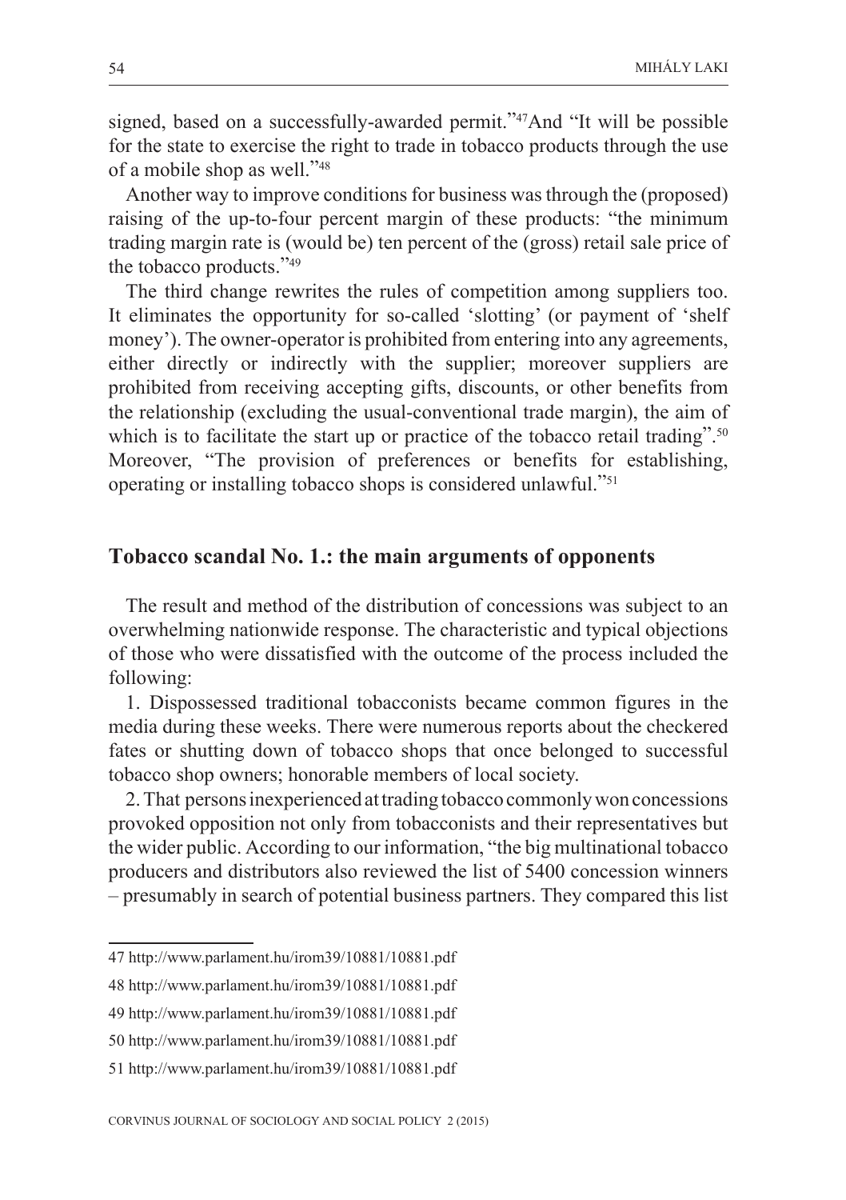signed, based on a successfully-awarded permit."[47]And "It will be possible for the state to exercise the right to trade in tobacco products through the use of a mobile shop as well."[48]

Another way to improve conditions for business was through the (proposed) raising of the up-to-four percent margin of these products: "the minimum trading margin rate is (would be) ten percent of the (gross) retail sale price of the tobacco products."[49]

The third change rewrites the rules of competition among suppliers too. It eliminates the opportunity for so-called 'slotting' (or payment of 'shelf money'). The owner-operator is prohibited from entering into any agreements, either directly or indirectly with the supplier; moreover suppliers are prohibited from receiving accepting gifts, discounts, or other benefits from the relationship (excluding the usual-conventional trade margin), the aim of which is to facilitate the start up or practice of the tobacco retail trading".[50] Moreover, "The provision of preferences or benefits for establishing, operating or installing tobacco shops is considered unlawful."[51]

## Tobacco scandal No. 1.: the main arguments of opponents

The result and method of the distribution of concessions was subject to an overwhelming nationwide response. The characteristic and typical objections of those who were dissatisfied with the outcome of the process included the following:

1. Dispossessed traditional tobacconists became common figures in the media during these weeks. There were numerous reports about the checkered fates or shutting down of tobacco shops that once belonged to successful tobacco shop owners; honorable members of local society.

2. That persons inexperienced at trading tobacco commonly won concessions provoked opposition not only from tobacconists and their representatives but the wider public. According to our information, "the big multinational tobacco producers and distributors also reviewed the list of 5400 concession winners – presumably in search of potential business partners. They compared this list

---

47 http://www.parlament.hu/irom39/10881/10881.pdf

48 http://www.parlament.hu/irom39/10881/10881.pdf

49 http://www.parlament.hu/irom39/10881/10881.pdf

50 http://www.parlament.hu/irom39/10881/10881.pdf

51 http://www.parlament.hu/irom39/10881/10881.pdf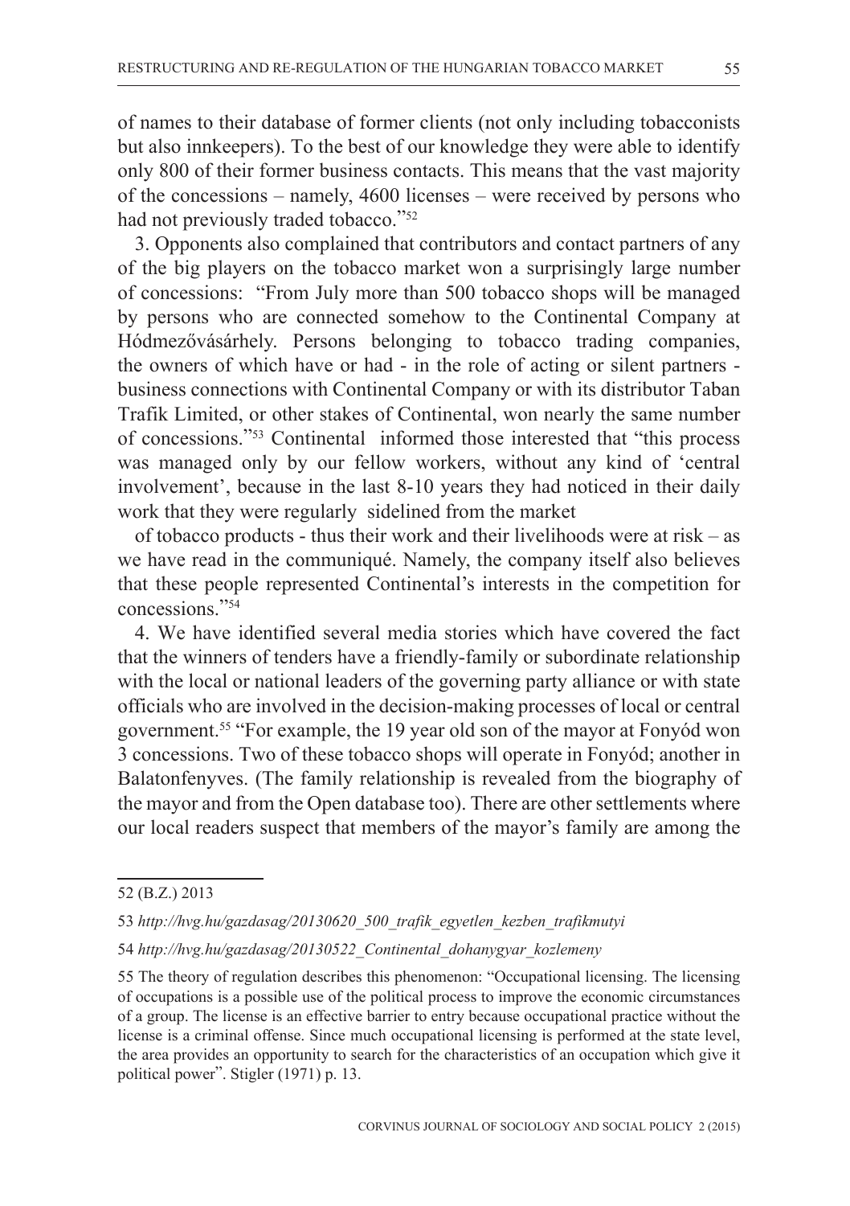of names to their database of former clients (not only including tobacconists but also innkeepers). To the best of our knowledge they were able to identify only 800 of their former business contacts. This means that the vast majority of the concessions – namely, 4600 licenses – were received by persons who had not previously traded tobacco."[52]

3. Opponents also complained that contributors and contact partners of any of the big players on the tobacco market won a surprisingly large number of concessions: "From July more than 500 tobacco shops will be managed by persons who are connected somehow to the Continental Company at Hódmezővásárhely. Persons belonging to tobacco trading companies, the owners of which have or had - in the role of acting or silent partners - business connections with Continental Company or with its distributor Taban Trafik Limited, or other stakes of Continental, won nearly the same number of concessions."[53] Continental informed those interested that "this process was managed only by our fellow workers, without any kind of 'central involvement', because in the last 8-10 years they had noticed in their daily work that they were regularly sidelined from the market

of tobacco products - thus their work and their livelihoods were at risk – as we have read in the communiqué. Namely, the company itself also believes that these people represented Continental's interests in the competition for concessions."[54]

4. We have identified several media stories which have covered the fact that the winners of tenders have a friendly-family or subordinate relationship with the local or national leaders of the governing party alliance or with state officials who are involved in the decision-making processes of local or central government.[55] "For example, the 19 year old son of the mayor at Fonyód won 3 concessions. Two of these tobacco shops will operate in Fonyód; another in Balatonfenyves. (The family relationship is revealed from the biography of the mayor and from the Open database too). There are other settlements where our local readers suspect that members of the mayor's family are among the

---

52 (B.Z.) 2013

53 *http://hvg.hu/gazdasag/20130620_500_trafik_egyetlen_kezben_trafikmutyi*

54 *http://hvg.hu/gazdasag/20130522_Continental_dohanygyar_kozlemeny*

55 The theory of regulation describes this phenomenon: "Occupational licensing. The licensing of occupations is a possible use of the political process to improve the economic circumstances of a group. The license is an effective barrier to entry because occupational practice without the license is a criminal offense. Since much occupational licensing is performed at the state level, the area provides an opportunity to search for the characteristics of an occupation which give it political power". Stigler (1971) p. 13.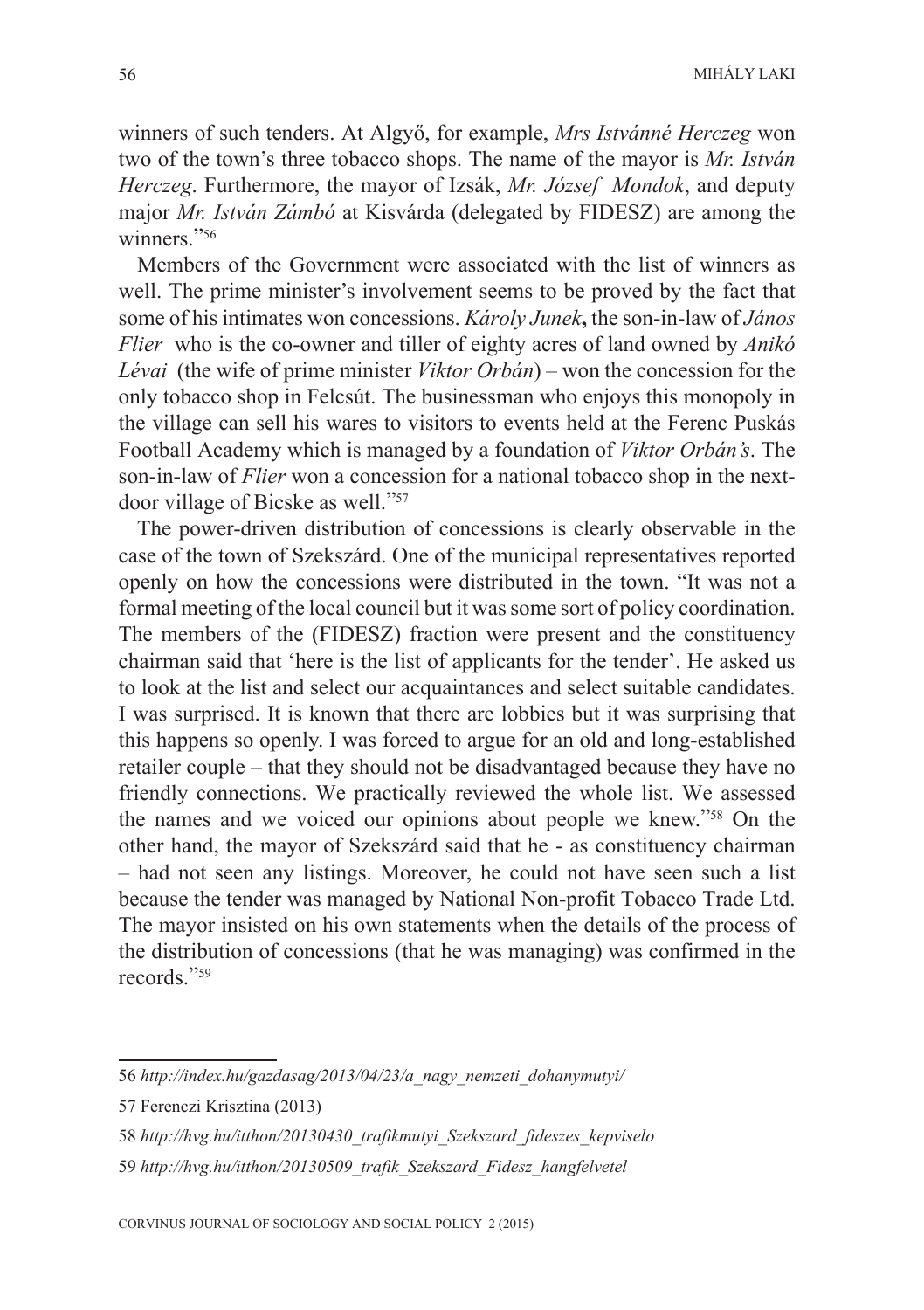winners of such tenders. At Algyő, for example, *Mrs Istvánné Herczeg* won two of the town's three tobacco shops. The name of the mayor is *Mr. István Herczeg*. Furthermore, the mayor of Izsák, *Mr. József Mondok*, and deputy major *Mr. István Zámbó* at Kisvárda (delegated by FIDESZ) are among the winners."[56]

Members of the Government were associated with the list of winners as well. The prime minister's involvement seems to be proved by the fact that some of his intimates won concessions. *Károly Junek***,** the son-in-law of *János Flier* who is the co-owner and tiller of eighty acres of land owned by *Anikó Lévai* (the wife of prime minister *Viktor Orbán*) – won the concession for the only tobacco shop in Felcsút. The businessman who enjoys this monopoly in the village can sell his wares to visitors to events held at the Ferenc Puskás Football Academy which is managed by a foundation of *Viktor Orbán's*. The son-in-law of *Flier* won a concession for a national tobacco shop in the next-door village of Bicske as well."[57]

The power-driven distribution of concessions is clearly observable in the case of the town of Szekszárd. One of the municipal representatives reported openly on how the concessions were distributed in the town. "It was not a formal meeting of the local council but it was some sort of policy coordination. The members of the (FIDESZ) fraction were present and the constituency chairman said that 'here is the list of applicants for the tender'. He asked us to look at the list and select our acquaintances and select suitable candidates. I was surprised. It is known that there are lobbies but it was surprising that this happens so openly. I was forced to argue for an old and long-established retailer couple – that they should not be disadvantaged because they have no friendly connections. We practically reviewed the whole list. We assessed the names and we voiced our opinions about people we knew."[58] On the other hand, the mayor of Szekszárd said that he - as constituency chairman – had not seen any listings. Moreover, he could not have seen such a list because the tender was managed by National Non-profit Tobacco Trade Ltd. The mayor insisted on his own statements when the details of the process of the distribution of concessions (that he was managing) was confirmed in the records."[59]

---

56 *http://index.hu/gazdasag/2013/04/23/a_nagy_nemzeti_dohanymutyi/*

57 Ferenczi Krisztina (2013)

58 *http://hvg.hu/itthon/20130430_trafikmutyi_Szekszard_fideszes_kepviselo*

59 *http://hvg.hu/itthon/20130509_trafik_Szekszard_Fidesz_hangfelvetel*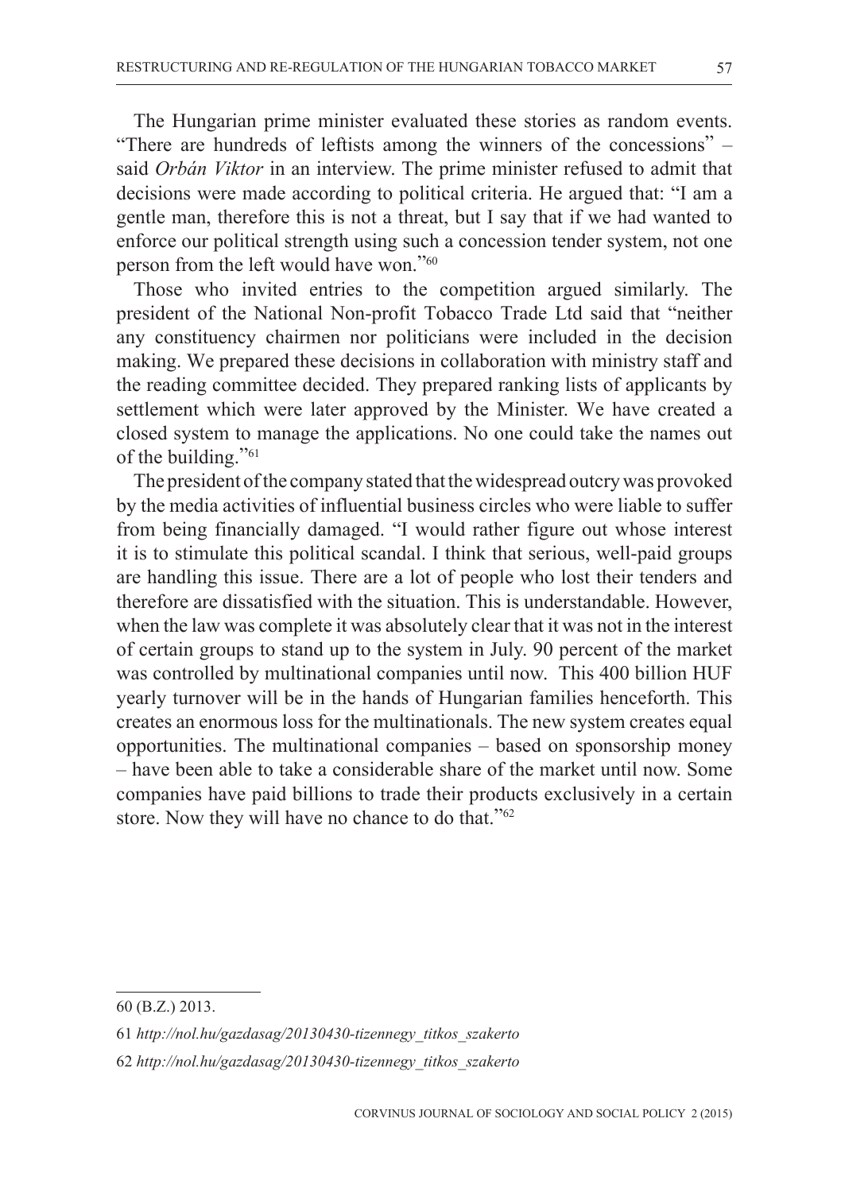The Hungarian prime minister evaluated these stories as random events. "There are hundreds of leftists among the winners of the concessions" – said *Orbán Viktor* in an interview. The prime minister refused to admit that decisions were made according to political criteria. He argued that: "I am a gentle man, therefore this is not a threat, but I say that if we had wanted to enforce our political strength using such a concession tender system, not one person from the left would have won."[60]

Those who invited entries to the competition argued similarly. The president of the National Non-profit Tobacco Trade Ltd said that "neither any constituency chairmen nor politicians were included in the decision making. We prepared these decisions in collaboration with ministry staff and the reading committee decided. They prepared ranking lists of applicants by settlement which were later approved by the Minister. We have created a closed system to manage the applications. No one could take the names out of the building."[61]

The president of the company stated that the widespread outcry was provoked by the media activities of influential business circles who were liable to suffer from being financially damaged. "I would rather figure out whose interest it is to stimulate this political scandal. I think that serious, well-paid groups are handling this issue. There are a lot of people who lost their tenders and therefore are dissatisfied with the situation. This is understandable. However, when the law was complete it was absolutely clear that it was not in the interest of certain groups to stand up to the system in July. 90 percent of the market was controlled by multinational companies until now. This 400 billion HUF yearly turnover will be in the hands of Hungarian families henceforth. This creates an enormous loss for the multinationals. The new system creates equal opportunities. The multinational companies – based on sponsorship money – have been able to take a considerable share of the market until now. Some companies have paid billions to trade their products exclusively in a certain store. Now they will have no chance to do that."[62]

---

60 (B.Z.) 2013.

61 *http://nol.hu/gazdasag/20130430-tizennegy_titkos_szakerto*

62 *http://nol.hu/gazdasag/20130430-tizennegy_titkos_szakerto*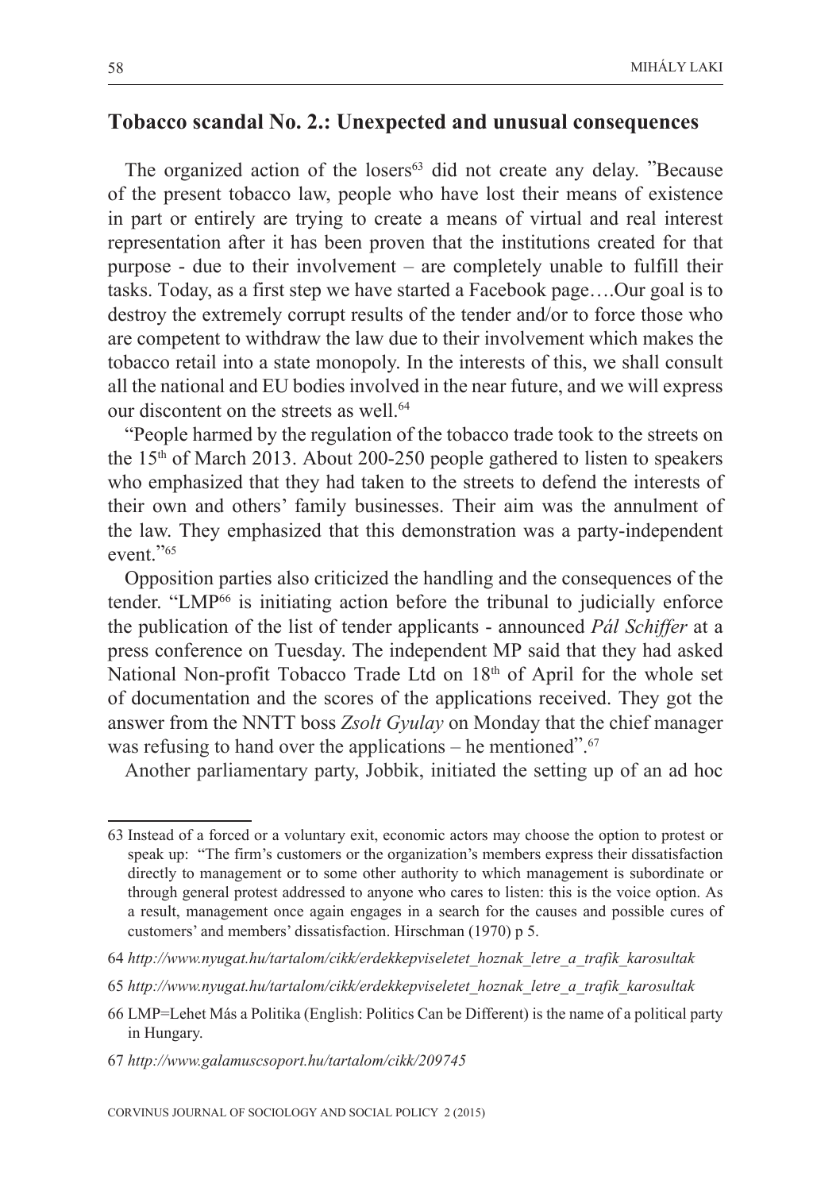## Tobacco scandal No. 2.: Unexpected and unusual consequences

The organized action of the losers[63] did not create any delay. "Because of the present tobacco law, people who have lost their means of existence in part or entirely are trying to create a means of virtual and real interest representation after it has been proven that the institutions created for that purpose - due to their involvement – are completely unable to fulfill their tasks. Today, as a first step we have started a Facebook page….Our goal is to destroy the extremely corrupt results of the tender and/or to force those who are competent to withdraw the law due to their involvement which makes the tobacco retail into a state monopoly. In the interests of this, we shall consult all the national and EU bodies involved in the near future, and we will express our discontent on the streets as well.[64]

"People harmed by the regulation of the tobacco trade took to the streets on the 15th of March 2013. About 200-250 people gathered to listen to speakers who emphasized that they had taken to the streets to defend the interests of their own and others' family businesses. Their aim was the annulment of the law. They emphasized that this demonstration was a party-independent event."[65]

Opposition parties also criticized the handling and the consequences of the tender. "LMP[66] is initiating action before the tribunal to judicially enforce the publication of the list of tender applicants - announced *Pál Schiffer* at a press conference on Tuesday. The independent MP said that they had asked National Non-profit Tobacco Trade Ltd on 18th of April for the whole set of documentation and the scores of the applications received. They got the answer from the NNTT boss *Zsolt Gyulay* on Monday that the chief manager was refusing to hand over the applications – he mentioned".[67]

Another parliamentary party, Jobbik, initiated the setting up of an ad hoc

---

63 Instead of a forced or a voluntary exit, economic actors may choose the option to protest or speak up: "The firm's customers or the organization's members express their dissatisfaction directly to management or to some other authority to which management is subordinate or through general protest addressed to anyone who cares to listen: this is the voice option. As a result, management once again engages in a search for the causes and possible cures of customers' and members' dissatisfaction. Hirschman (1970) p 5.

64 *http://www.nyugat.hu/tartalom/cikk/erdekkepviseletet_hoznak_letre_a_trafik_karosultak*

65 *http://www.nyugat.hu/tartalom/cikk/erdekkepviseletet_hoznak_letre_a_trafik_karosultak*

66 LMP=Lehet Más a Politika (English: Politics Can be Different) is the name of a political party in Hungary.

67 *http://www.galamuscsoport.hu/tartalom/cikk/209745*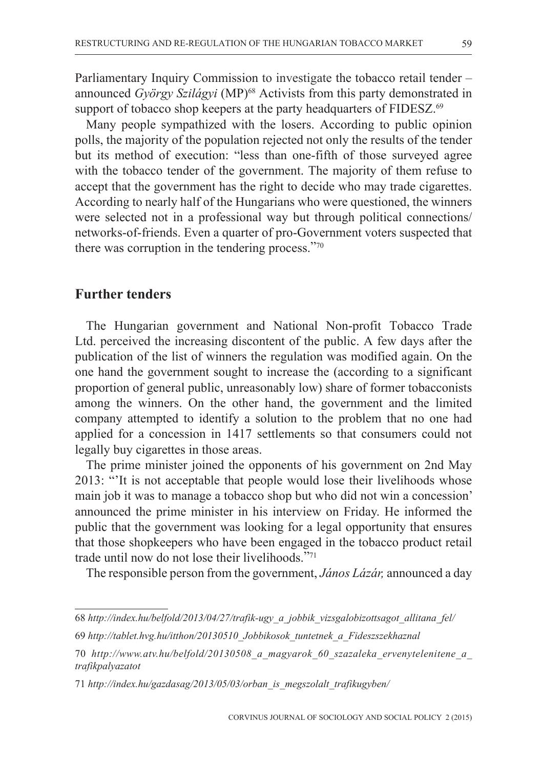Parliamentary Inquiry Commission to investigate the tobacco retail tender – announced *György Szilágyi* (MP)[68] Activists from this party demonstrated in support of tobacco shop keepers at the party headquarters of FIDESZ.[69]

Many people sympathized with the losers. According to public opinion polls, the majority of the population rejected not only the results of the tender but its method of execution: "less than one-fifth of those surveyed agree with the tobacco tender of the government. The majority of them refuse to accept that the government has the right to decide who may trade cigarettes. According to nearly half of the Hungarians who were questioned, the winners were selected not in a professional way but through political connections/ networks-of-friends. Even a quarter of pro-Government voters suspected that there was corruption in the tendering process."[70]

## Further tenders

The Hungarian government and National Non-profit Tobacco Trade Ltd. perceived the increasing discontent of the public. A few days after the publication of the list of winners the regulation was modified again. On the one hand the government sought to increase the (according to a significant proportion of general public, unreasonably low) share of former tobacconists among the winners. On the other hand, the government and the limited company attempted to identify a solution to the problem that no one had applied for a concession in 1417 settlements so that consumers could not legally buy cigarettes in those areas.

The prime minister joined the opponents of his government on 2nd May 2013: "'It is not acceptable that people would lose their livelihoods whose main job it was to manage a tobacco shop but who did not win a concession' announced the prime minister in his interview on Friday. He informed the public that the government was looking for a legal opportunity that ensures that those shopkeepers who have been engaged in the tobacco product retail trade until now do not lose their livelihoods."[71]

The responsible person from the government, *János Lázár,* announced a day

---

68 *http://index.hu/belfold/2013/04/27/trafik-ugy_a_jobbik_vizsgalobizottsagot_allitana_fel/*

69 *http://tablet.hvg.hu/itthon/20130510_Jobbikosok_tuntetnek_a_Fideszszekhaznal*

70 *http://www.atv.hu/belfold/20130508_a_magyarok_60_szazaleka_ervenytelenitene_a_trafikpalyazatot*

71 *http://index.hu/gazdasag/2013/05/03/orban_is_megszolalt_trafikugyben/*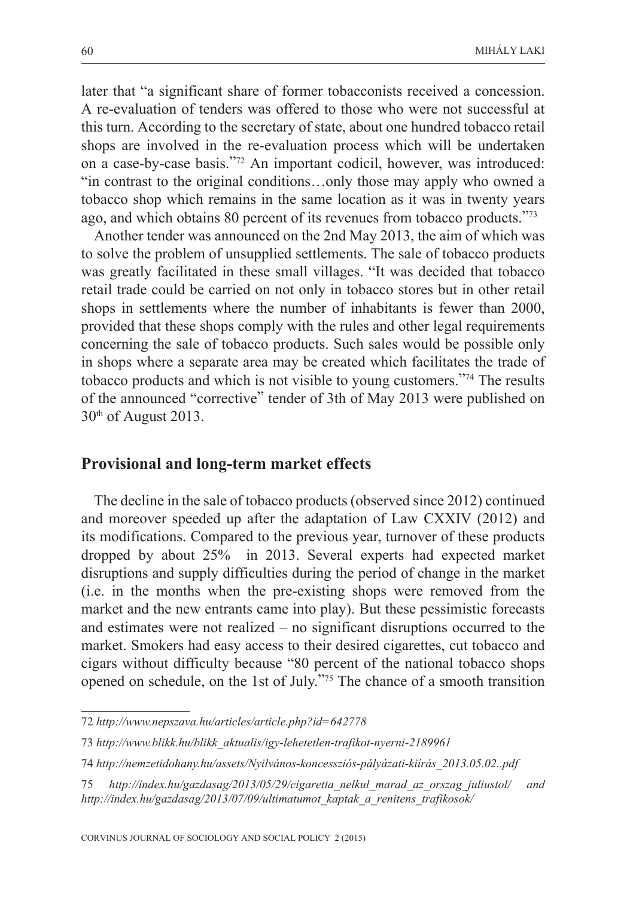later that "a significant share of former tobacconists received a concession. A re-evaluation of tenders was offered to those who were not successful at this turn. According to the secretary of state, about one hundred tobacco retail shops are involved in the re-evaluation process which will be undertaken on a case-by-case basis."[72] An important codicil, however, was introduced: "in contrast to the original conditions…only those may apply who owned a tobacco shop which remains in the same location as it was in twenty years ago, and which obtains 80 percent of its revenues from tobacco products."[73]

Another tender was announced on the 2nd May 2013, the aim of which was to solve the problem of unsupplied settlements. The sale of tobacco products was greatly facilitated in these small villages. "It was decided that tobacco retail trade could be carried on not only in tobacco stores but in other retail shops in settlements where the number of inhabitants is fewer than 2000, provided that these shops comply with the rules and other legal requirements concerning the sale of tobacco products. Such sales would be possible only in shops where a separate area may be created which facilitates the trade of tobacco products and which is not visible to young customers."[74] The results of the announced "corrective" tender of 3th of May 2013 were published on 30th of August 2013.

## Provisional and long-term market effects

The decline in the sale of tobacco products (observed since 2012) continued and moreover speeded up after the adaptation of Law CXXIV (2012) and its modifications. Compared to the previous year, turnover of these products dropped by about 25% in 2013. Several experts had expected market disruptions and supply difficulties during the period of change in the market (i.e. in the months when the pre-existing shops were removed from the market and the new entrants came into play). But these pessimistic forecasts and estimates were not realized – no significant disruptions occurred to the market. Smokers had easy access to their desired cigarettes, cut tobacco and cigars without difficulty because "80 percent of the national tobacco shops opened on schedule, on the 1st of July."[75] The chance of a smooth transition

---

72 *http://www.nepszava.hu/articles/article.php?id=642778*

73 *http://www.blikk.hu/blikk_aktualis/igy-lehetetlen-trafikot-nyerni-2189961*

74 *http://nemzetidohany.hu/assets/Nyilvános-koncessziós-pályázati-kiírás_2013.05.02..pdf*

75 *http://index.hu/gazdasag/2013/05/29/cigaretta_nelkul_marad_az_orszag_juliustol/ and http://index.hu/gazdasag/2013/07/09/ultimatumot_kaptak_a_renitens_trafikosok/*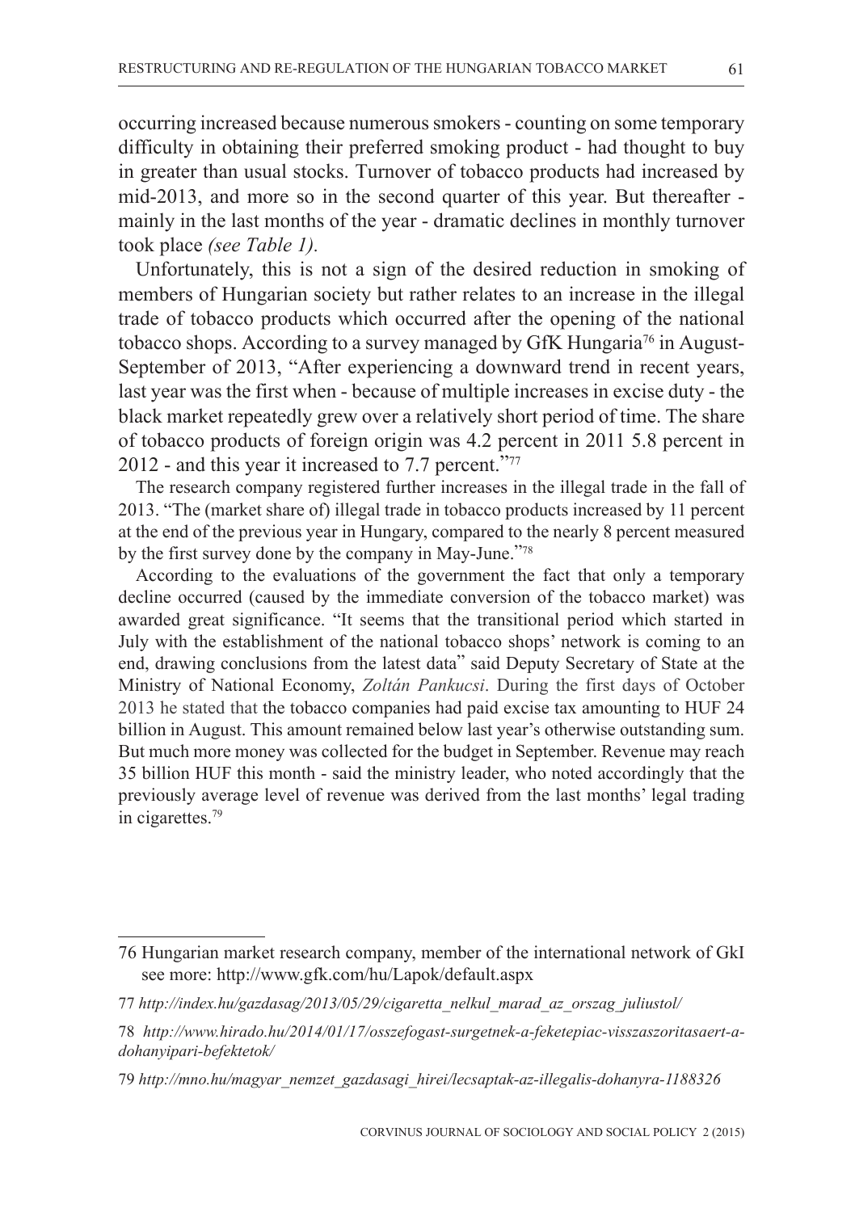occurring increased because numerous smokers - counting on some temporary difficulty in obtaining their preferred smoking product - had thought to buy in greater than usual stocks. Turnover of tobacco products had increased by mid-2013, and more so in the second quarter of this year. But thereafter - mainly in the last months of the year - dramatic declines in monthly turnover took place *(see Table 1).*

Unfortunately, this is not a sign of the desired reduction in smoking of members of Hungarian society but rather relates to an increase in the illegal trade of tobacco products which occurred after the opening of the national tobacco shops. According to a survey managed by GfK Hungaria[76] in August-September of 2013, "After experiencing a downward trend in recent years, last year was the first when - because of multiple increases in excise duty - the black market repeatedly grew over a relatively short period of time. The share of tobacco products of foreign origin was 4.2 percent in 2011 5.8 percent in 2012 - and this year it increased to 7.7 percent."[77]

The research company registered further increases in the illegal trade in the fall of 2013. "The (market share of) illegal trade in tobacco products increased by 11 percent at the end of the previous year in Hungary, compared to the nearly 8 percent measured by the first survey done by the company in May-June."[78]

According to the evaluations of the government the fact that only a temporary decline occurred (caused by the immediate conversion of the tobacco market) was awarded great significance. "It seems that the transitional period which started in July with the establishment of the national tobacco shops' network is coming to an end, drawing conclusions from the latest data" said Deputy Secretary of State at the Ministry of National Economy, *Zoltán Pankucsi*. During the first days of October 2013 he stated that the tobacco companies had paid excise tax amounting to HUF 24 billion in August. This amount remained below last year's otherwise outstanding sum. But much more money was collected for the budget in September. Revenue may reach 35 billion HUF this month - said the ministry leader, who noted accordingly that the previously average level of revenue was derived from the last months' legal trading in cigarettes.[79]

---

76 Hungarian market research company, member of the international network of GkI see more: http://www.gfk.com/hu/Lapok/default.aspx

77 *http://index.hu/gazdasag/2013/05/29/cigaretta_nelkul_marad_az_orszag_juliustol/*

78 *http://www.hirado.hu/2014/01/17/osszefogast-surgetnek-a-feketepiac-visszaszoritasaert-a-dohanyipari-befektetok/*

79 *http://mno.hu/magyar_nemzet_gazdasagi_hirei/lecsaptak-az-illegalis-dohanyra-1188326*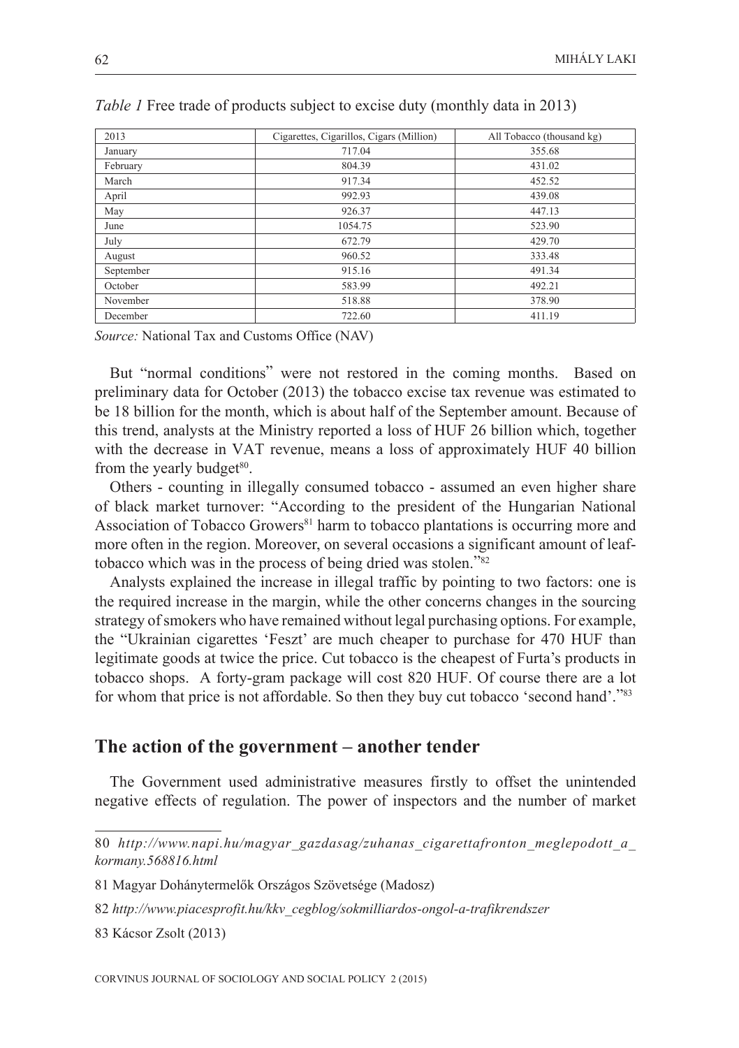*Table 1* Free trade of products subject to excise duty (monthly data in 2013)

| 2013 | Cigarettes, Cigarillos, Cigars (Million) | All Tobacco (thousand kg) |
|---|---|---|
| January | 717.04 | 355.68 |
| February | 804.39 | 431.02 |
| March | 917.34 | 452.52 |
| April | 992.93 | 439.08 |
| May | 926.37 | 447.13 |
| June | 1054.75 | 523.90 |
| July | 672.79 | 429.70 |
| August | 960.52 | 333.48 |
| September | 915.16 | 491.34 |
| October | 583.99 | 492.21 |
| November | 518.88 | 378.90 |
| December | 722.60 | 411.19 |

*Source:* National Tax and Customs Office (NAV)

But "normal conditions" were not restored in the coming months. Based on preliminary data for October (2013) the tobacco excise tax revenue was estimated to be 18 billion for the month, which is about half of the September amount. Because of this trend, analysts at the Ministry reported a loss of HUF 26 billion which, together with the decrease in VAT revenue, means a loss of approximately HUF 40 billion from the yearly budget[80].

Others - counting in illegally consumed tobacco - assumed an even higher share of black market turnover: "According to the president of the Hungarian National Association of Tobacco Growers[81] harm to tobacco plantations is occurring more and more often in the region. Moreover, on several occasions a significant amount of leaf-tobacco which was in the process of being dried was stolen."[82]

Analysts explained the increase in illegal traffic by pointing to two factors: one is the required increase in the margin, while the other concerns changes in the sourcing strategy of smokers who have remained without legal purchasing options. For example, the "Ukrainian cigarettes 'Feszt' are much cheaper to purchase for 470 HUF than legitimate goods at twice the price. Cut tobacco is the cheapest of Furta's products in tobacco shops. A forty-gram package will cost 820 HUF. Of course there are a lot for whom that price is not affordable. So then they buy cut tobacco 'second hand'."[83]

## The action of the government – another tender

The Government used administrative measures firstly to offset the unintended negative effects of regulation. The power of inspectors and the number of market

---

80 *http://www.napi.hu/magyar_gazdasag/zuhanas_cigarettafronton_meglepodott_a_kormany.568816.html*

81 Magyar Dohánytermelők Országos Szövetsége (Madosz)

82 *http://www.piacesprofit.hu/kkv_cegblog/sokmilliardos-ongol-a-trafikrendszer*

83 Kácsor Zsolt (2013)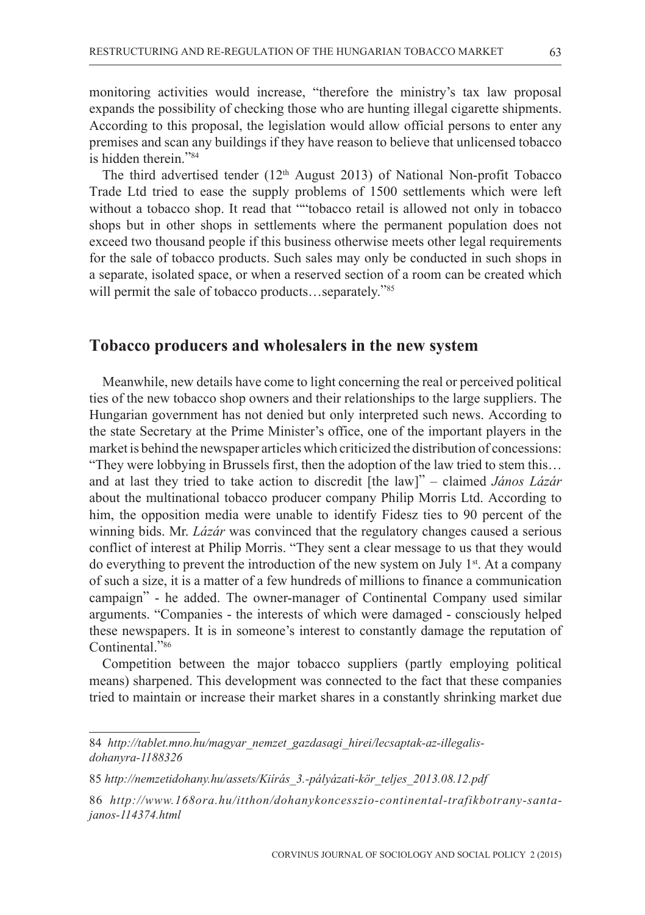monitoring activities would increase, "therefore the ministry's tax law proposal expands the possibility of checking those who are hunting illegal cigarette shipments. According to this proposal, the legislation would allow official persons to enter any premises and scan any buildings if they have reason to believe that unlicensed tobacco is hidden therein."[84]

The third advertised tender (12th August 2013) of National Non-profit Tobacco Trade Ltd tried to ease the supply problems of 1500 settlements which were left without a tobacco shop. It read that ""tobacco retail is allowed not only in tobacco shops but in other shops in settlements where the permanent population does not exceed two thousand people if this business otherwise meets other legal requirements for the sale of tobacco products. Such sales may only be conducted in such shops in a separate, isolated space, or when a reserved section of a room can be created which will permit the sale of tobacco products…separately."[85]

## Tobacco producers and wholesalers in the new system

Meanwhile, new details have come to light concerning the real or perceived political ties of the new tobacco shop owners and their relationships to the large suppliers. The Hungarian government has not denied but only interpreted such news. According to the state Secretary at the Prime Minister's office, one of the important players in the market is behind the newspaper articles which criticized the distribution of concessions: "They were lobbying in Brussels first, then the adoption of the law tried to stem this… and at last they tried to take action to discredit [the law]" – claimed *János Lázár* about the multinational tobacco producer company Philip Morris Ltd. According to him, the opposition media were unable to identify Fidesz ties to 90 percent of the winning bids. Mr. *Lázár* was convinced that the regulatory changes caused a serious conflict of interest at Philip Morris. "They sent a clear message to us that they would do everything to prevent the introduction of the new system on July 1st. At a company of such a size, it is a matter of a few hundreds of millions to finance a communication campaign" - he added. The owner-manager of Continental Company used similar arguments. "Companies - the interests of which were damaged - consciously helped these newspapers. It is in someone's interest to constantly damage the reputation of Continental."[86]

Competition between the major tobacco suppliers (partly employing political means) sharpened. This development was connected to the fact that these companies tried to maintain or increase their market shares in a constantly shrinking market due

---

84 *http://tablet.mno.hu/magyar_nemzet_gazdasagi_hirei/lecsaptak-az-illegalis-dohanyra-1188326*

85 *http://nemzetidohany.hu/assets/Kiírás_3.-pályázati-kör_teljes_2013.08.12.pdf*

86 *http://www.168ora.hu/itthon/dohanykoncesszio-continental-trafikbotrany-santa-janos-114374.html*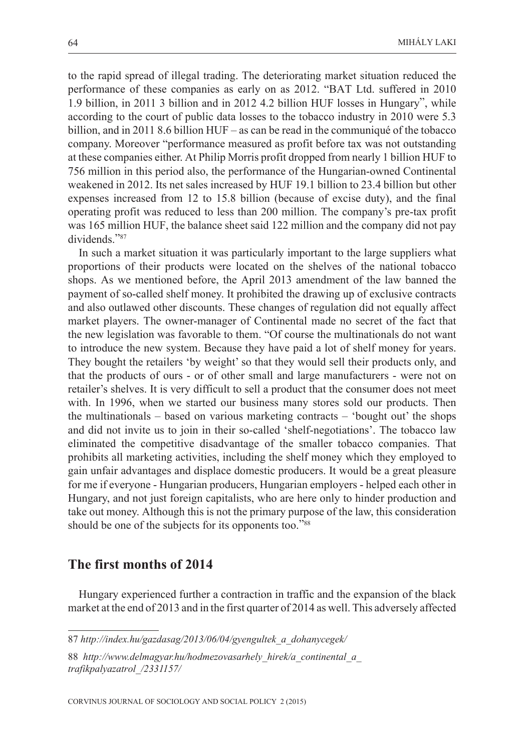to the rapid spread of illegal trading. The deteriorating market situation reduced the performance of these companies as early on as 2012. "BAT Ltd. suffered in 2010 1.9 billion, in 2011 3 billion and in 2012 4.2 billion HUF losses in Hungary", while according to the court of public data losses to the tobacco industry in 2010 were 5.3 billion, and in 2011 8.6 billion HUF – as can be read in the communiqué of the tobacco company. Moreover "performance measured as profit before tax was not outstanding at these companies either. At Philip Morris profit dropped from nearly 1 billion HUF to 756 million in this period also, the performance of the Hungarian-owned Continental weakened in 2012. Its net sales increased by HUF 19.1 billion to 23.4 billion but other expenses increased from 12 to 15.8 billion (because of excise duty), and the final operating profit was reduced to less than 200 million. The company's pre-tax profit was 165 million HUF, the balance sheet said 122 million and the company did not pay dividends."[87]

In such a market situation it was particularly important to the large suppliers what proportions of their products were located on the shelves of the national tobacco shops. As we mentioned before, the April 2013 amendment of the law banned the payment of so-called shelf money. It prohibited the drawing up of exclusive contracts and also outlawed other discounts. These changes of regulation did not equally affect market players. The owner-manager of Continental made no secret of the fact that the new legislation was favorable to them. "Of course the multinationals do not want to introduce the new system. Because they have paid a lot of shelf money for years. They bought the retailers 'by weight' so that they would sell their products only, and that the products of ours - or of other small and large manufacturers - were not on retailer's shelves. It is very difficult to sell a product that the consumer does not meet with. In 1996, when we started our business many stores sold our products. Then the multinationals – based on various marketing contracts – 'bought out' the shops and did not invite us to join in their so-called 'shelf-negotiations'. The tobacco law eliminated the competitive disadvantage of the smaller tobacco companies. That prohibits all marketing activities, including the shelf money which they employed to gain unfair advantages and displace domestic producers. It would be a great pleasure for me if everyone - Hungarian producers, Hungarian employers - helped each other in Hungary, and not just foreign capitalists, who are here only to hinder production and take out money. Although this is not the primary purpose of the law, this consideration should be one of the subjects for its opponents too."[88]

## The first months of 2014

Hungary experienced further a contraction in traffic and the expansion of the black market at the end of 2013 and in the first quarter of 2014 as well. This adversely affected

---

87 *http://index.hu/gazdasag/2013/06/04/gyengultek_a_dohanycegek/*

88 *http://www.delmagyar.hu/hodmezovasarhely_hirek/a_continental_a_trafikpalyazatrol_/2331157/*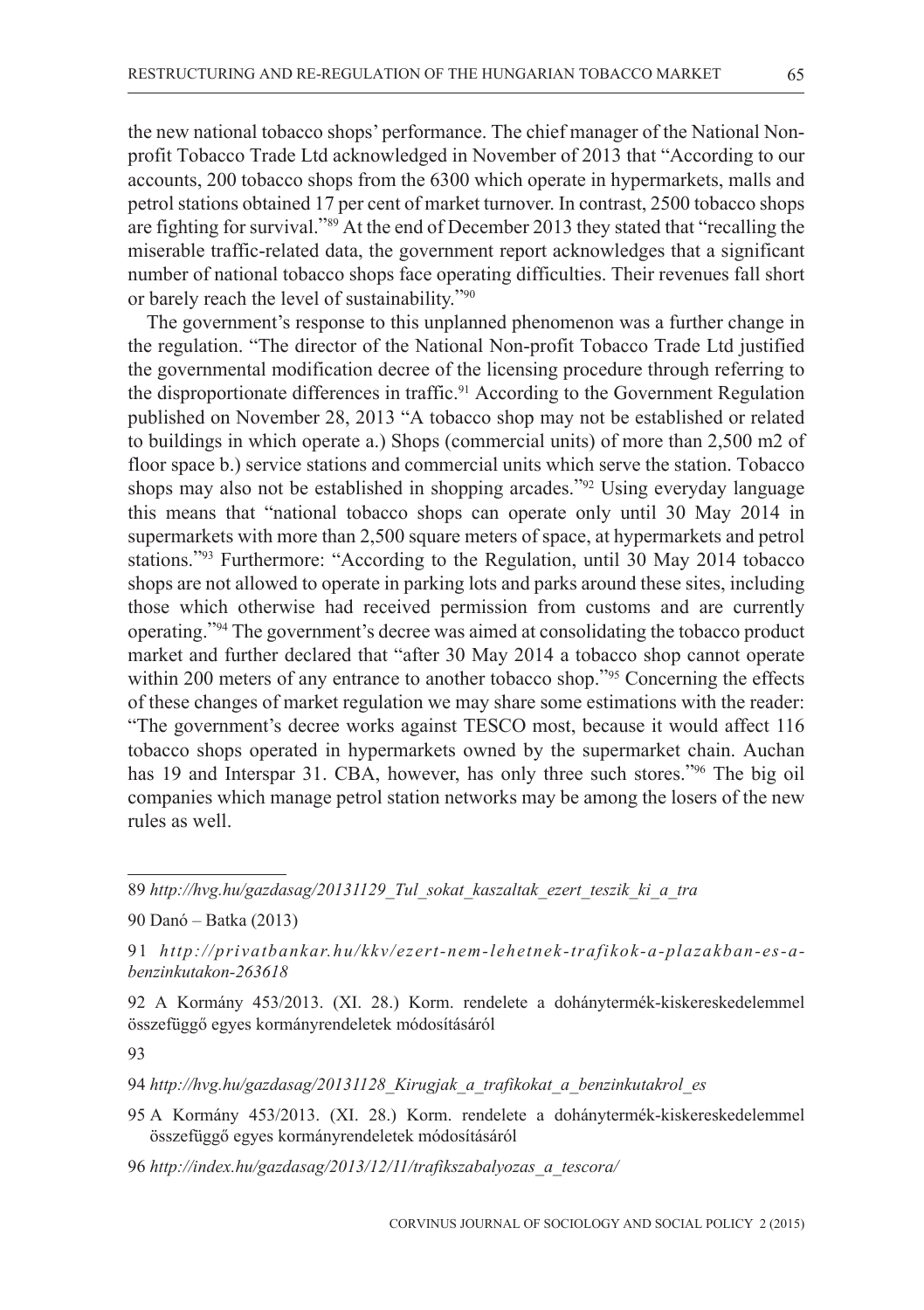the new national tobacco shops' performance. The chief manager of the National Non-profit Tobacco Trade Ltd acknowledged in November of 2013 that "According to our accounts, 200 tobacco shops from the 6300 which operate in hypermarkets, malls and petrol stations obtained 17 per cent of market turnover. In contrast, 2500 tobacco shops are fighting for survival."[89] At the end of December 2013 they stated that "recalling the miserable traffic-related data, the government report acknowledges that a significant number of national tobacco shops face operating difficulties. Their revenues fall short or barely reach the level of sustainability."[90]

The government's response to this unplanned phenomenon was a further change in the regulation. "The director of the National Non-profit Tobacco Trade Ltd justified the governmental modification decree of the licensing procedure through referring to the disproportionate differences in traffic.[91] According to the Government Regulation published on November 28, 2013 "A tobacco shop may not be established or related to buildings in which operate a.) Shops (commercial units) of more than 2,500 m2 of floor space b.) service stations and commercial units which serve the station. Tobacco shops may also not be established in shopping arcades."[92] Using everyday language this means that "national tobacco shops can operate only until 30 May 2014 in supermarkets with more than 2,500 square meters of space, at hypermarkets and petrol stations."[93] Furthermore: "According to the Regulation, until 30 May 2014 tobacco shops are not allowed to operate in parking lots and parks around these sites, including those which otherwise had received permission from customs and are currently operating."[94] The government's decree was aimed at consolidating the tobacco product market and further declared that "after 30 May 2014 a tobacco shop cannot operate within 200 meters of any entrance to another tobacco shop."[95] Concerning the effects of these changes of market regulation we may share some estimations with the reader: "The government's decree works against TESCO most, because it would affect 116 tobacco shops operated in hypermarkets owned by the supermarket chain. Auchan has 19 and Interspar 31. CBA, however, has only three such stores."[96] The big oil companies which manage petrol station networks may be among the losers of the new rules as well.

---

89 *http://hvg.hu/gazdasag/20131129_Tul_sokat_kaszaltak_ezert_teszik_ki_a_tra*

90 Danó – Batka (2013)

91 *http://privatbankar.hu/kkv/ezert-nem-lehetnek-trafikok-a-plazakban-es-a-benzinkutakon-263618*

92 A Kormány 453/2013. (XI. 28.) Korm. rendelete a dohánytermék-kiskereskedelemmel összefüggő egyes kormányrendeletek módosításáról

93

94 *http://hvg.hu/gazdasag/20131128_Kirugjak_a_trafikokat_a_benzinkutakrol_es*

95 A Kormány 453/2013. (XI. 28.) Korm. rendelete a dohánytermék-kiskereskedelemmel összefüggő egyes kormányrendeletek módosításáról

96 *http://index.hu/gazdasag/2013/12/11/trafikszabalyozas_a_tescora/*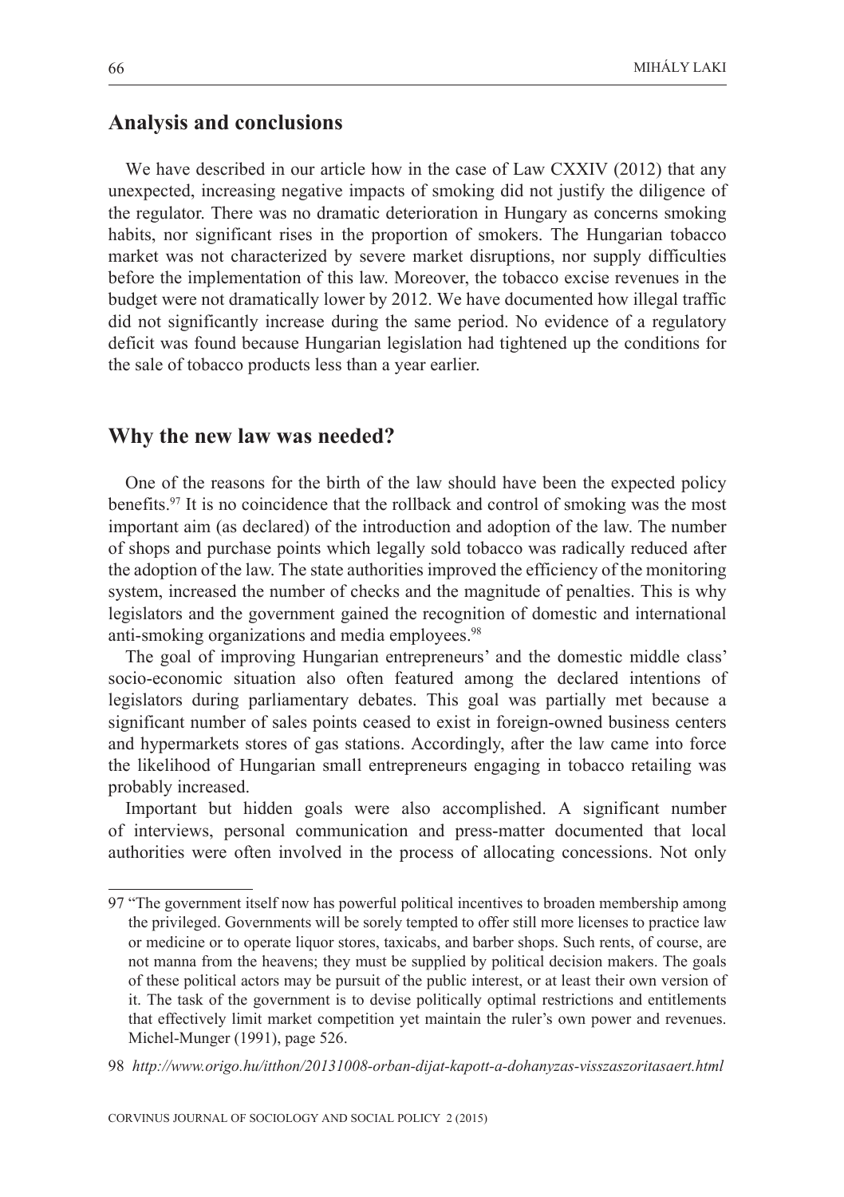## Analysis and conclusions

We have described in our article how in the case of Law CXXIV (2012) that any unexpected, increasing negative impacts of smoking did not justify the diligence of the regulator. There was no dramatic deterioration in Hungary as concerns smoking habits, nor significant rises in the proportion of smokers. The Hungarian tobacco market was not characterized by severe market disruptions, nor supply difficulties before the implementation of this law. Moreover, the tobacco excise revenues in the budget were not dramatically lower by 2012. We have documented how illegal traffic did not significantly increase during the same period. No evidence of a regulatory deficit was found because Hungarian legislation had tightened up the conditions for the sale of tobacco products less than a year earlier.

## Why the new law was needed?

One of the reasons for the birth of the law should have been the expected policy benefits.[97] It is no coincidence that the rollback and control of smoking was the most important aim (as declared) of the introduction and adoption of the law. The number of shops and purchase points which legally sold tobacco was radically reduced after the adoption of the law. The state authorities improved the efficiency of the monitoring system, increased the number of checks and the magnitude of penalties. This is why legislators and the government gained the recognition of domestic and international anti-smoking organizations and media employees.[98]

The goal of improving Hungarian entrepreneurs' and the domestic middle class' socio-economic situation also often featured among the declared intentions of legislators during parliamentary debates. This goal was partially met because a significant number of sales points ceased to exist in foreign-owned business centers and hypermarkets stores of gas stations. Accordingly, after the law came into force the likelihood of Hungarian small entrepreneurs engaging in tobacco retailing was probably increased.

Important but hidden goals were also accomplished. A significant number of interviews, personal communication and press-matter documented that local authorities were often involved in the process of allocating concessions. Not only

---

97 "The government itself now has powerful political incentives to broaden membership among the privileged. Governments will be sorely tempted to offer still more licenses to practice law or medicine or to operate liquor stores, taxicabs, and barber shops. Such rents, of course, are not manna from the heavens; they must be supplied by political decision makers. The goals of these political actors may be pursuit of the public interest, or at least their own version of it. The task of the government is to devise politically optimal restrictions and entitlements that effectively limit market competition yet maintain the ruler's own power and revenues. Michel-Munger (1991), page 526.

98 *http://www.origo.hu/itthon/20131008-orban-dijat-kapott-a-dohanyzas-visszaszoritasaert.html*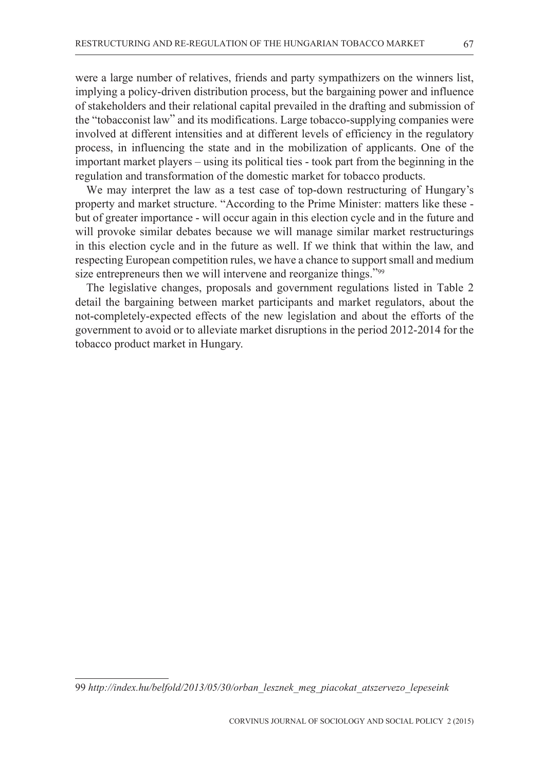were a large number of relatives, friends and party sympathizers on the winners list, implying a policy-driven distribution process, but the bargaining power and influence of stakeholders and their relational capital prevailed in the drafting and submission of the "tobacconist law" and its modifications. Large tobacco-supplying companies were involved at different intensities and at different levels of efficiency in the regulatory process, in influencing the state and in the mobilization of applicants. One of the important market players – using its political ties - took part from the beginning in the regulation and transformation of the domestic market for tobacco products.

We may interpret the law as a test case of top-down restructuring of Hungary's property and market structure. "According to the Prime Minister: matters like these - but of greater importance - will occur again in this election cycle and in the future and will provoke similar debates because we will manage similar market restructurings in this election cycle and in the future as well. If we think that within the law, and respecting European competition rules, we have a chance to support small and medium size entrepreneurs then we will intervene and reorganize things."[99]

The legislative changes, proposals and government regulations listed in Table 2 detail the bargaining between market participants and market regulators, about the not-completely-expected effects of the new legislation and about the efforts of the government to avoid or to alleviate market disruptions in the period 2012-2014 for the tobacco product market in Hungary.

---

99 *http://index.hu/belfold/2013/05/30/orban_lesznek_meg_piacokat_atszervezo_lepeseink*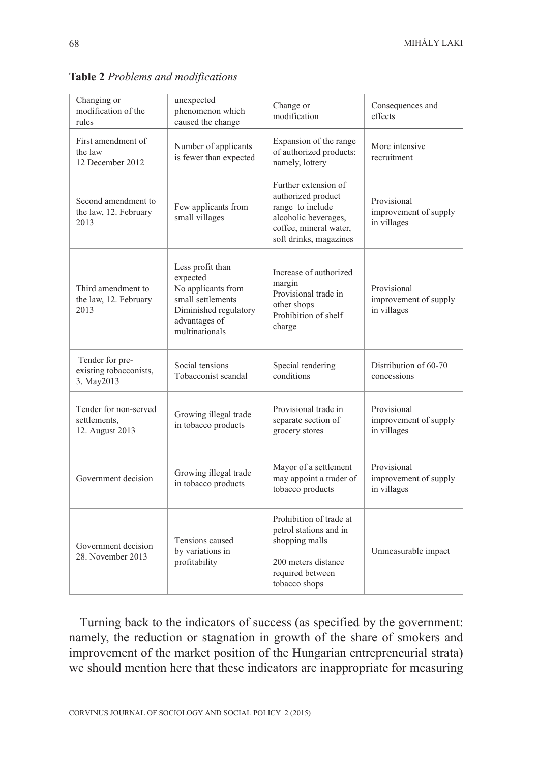**Table 2** *Problems and modifications*

| Changing or modification of the rules | unexpected phenomenon which caused the change | Change or modification | Consequences and effects |
|---|---|---|---|
| First amendment of the law 12 December 2012 | Number of applicants is fewer than expected | Expansion of the range of authorized products: namely, lottery | More intensive recruitment |
| Second amendment to the law, 12. February 2013 | Few applicants from small villages | Further extension of authorized product range to include alcoholic beverages, coffee, mineral water, soft drinks, magazines | Provisional improvement of supply in villages |
| Third amendment to the law, 12. February 2013 | Less profit than expected No applicants from small settlements Diminished regulatory advantages of multinationals | Increase of authorized margin Provisional trade in other shops Prohibition of shelf charge | Provisional improvement of supply in villages |
| Tender for pre-existing tobacconists, 3. May2013 | Social tensions Tobacconist scandal | Special tendering conditions | Distribution of 60-70 concessions |
| Tender for non-served settlements, 12. August 2013 | Growing illegal trade in tobacco products | Provisional trade in separate section of grocery stores | Provisional improvement of supply in villages |
| Government decision | Growing illegal trade in tobacco products | Mayor of a settlement may appoint a trader of tobacco products | Provisional improvement of supply in villages |
| Government decision 28. November 2013 | Tensions caused by variations in profitability | Prohibition of trade at petrol stations and in shopping malls 200 meters distance required between tobacco shops | Unmeasurable impact |

Turning back to the indicators of success (as specified by the government: namely, the reduction or stagnation in growth of the share of smokers and improvement of the market position of the Hungarian entrepreneurial strata) we should mention here that these indicators are inappropriate for measuring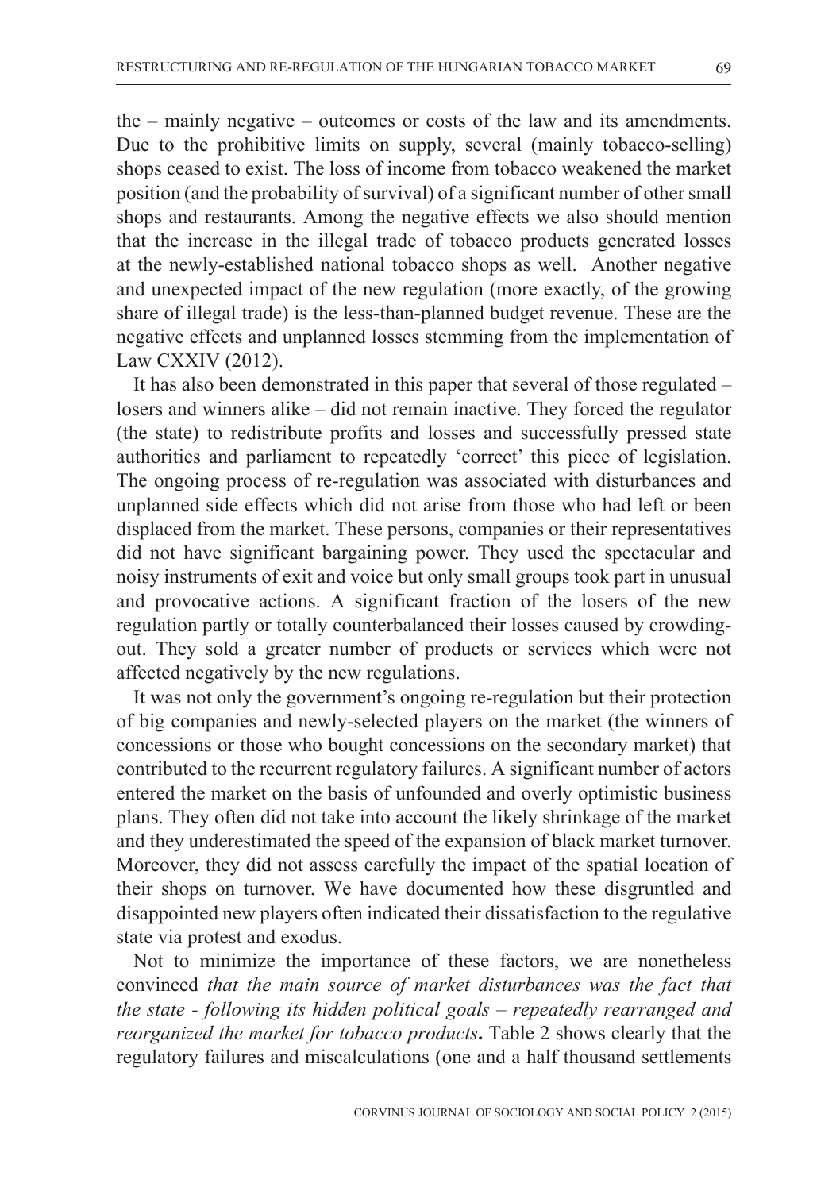the – mainly negative – outcomes or costs of the law and its amendments. Due to the prohibitive limits on supply, several (mainly tobacco-selling) shops ceased to exist. The loss of income from tobacco weakened the market position (and the probability of survival) of a significant number of other small shops and restaurants. Among the negative effects we also should mention that the increase in the illegal trade of tobacco products generated losses at the newly-established national tobacco shops as well. Another negative and unexpected impact of the new regulation (more exactly, of the growing share of illegal trade) is the less-than-planned budget revenue. These are the negative effects and unplanned losses stemming from the implementation of Law CXXIV (2012).

It has also been demonstrated in this paper that several of those regulated – losers and winners alike – did not remain inactive. They forced the regulator (the state) to redistribute profits and losses and successfully pressed state authorities and parliament to repeatedly 'correct' this piece of legislation. The ongoing process of re-regulation was associated with disturbances and unplanned side effects which did not arise from those who had left or been displaced from the market. These persons, companies or their representatives did not have significant bargaining power. They used the spectacular and noisy instruments of exit and voice but only small groups took part in unusual and provocative actions. A significant fraction of the losers of the new regulation partly or totally counterbalanced their losses caused by crowding-out. They sold a greater number of products or services which were not affected negatively by the new regulations.

It was not only the government's ongoing re-regulation but their protection of big companies and newly-selected players on the market (the winners of concessions or those who bought concessions on the secondary market) that contributed to the recurrent regulatory failures. A significant number of actors entered the market on the basis of unfounded and overly optimistic business plans. They often did not take into account the likely shrinkage of the market and they underestimated the speed of the expansion of black market turnover. Moreover, they did not assess carefully the impact of the spatial location of their shops on turnover. We have documented how these disgruntled and disappointed new players often indicated their dissatisfaction to the regulative state via protest and exodus.

Not to minimize the importance of these factors, we are nonetheless convinced *that the main source of market disturbances was the fact that the state - following its hidden political goals – repeatedly rearranged and reorganized the market for tobacco products***.** Table 2 shows clearly that the regulatory failures and miscalculations (one and a half thousand settlements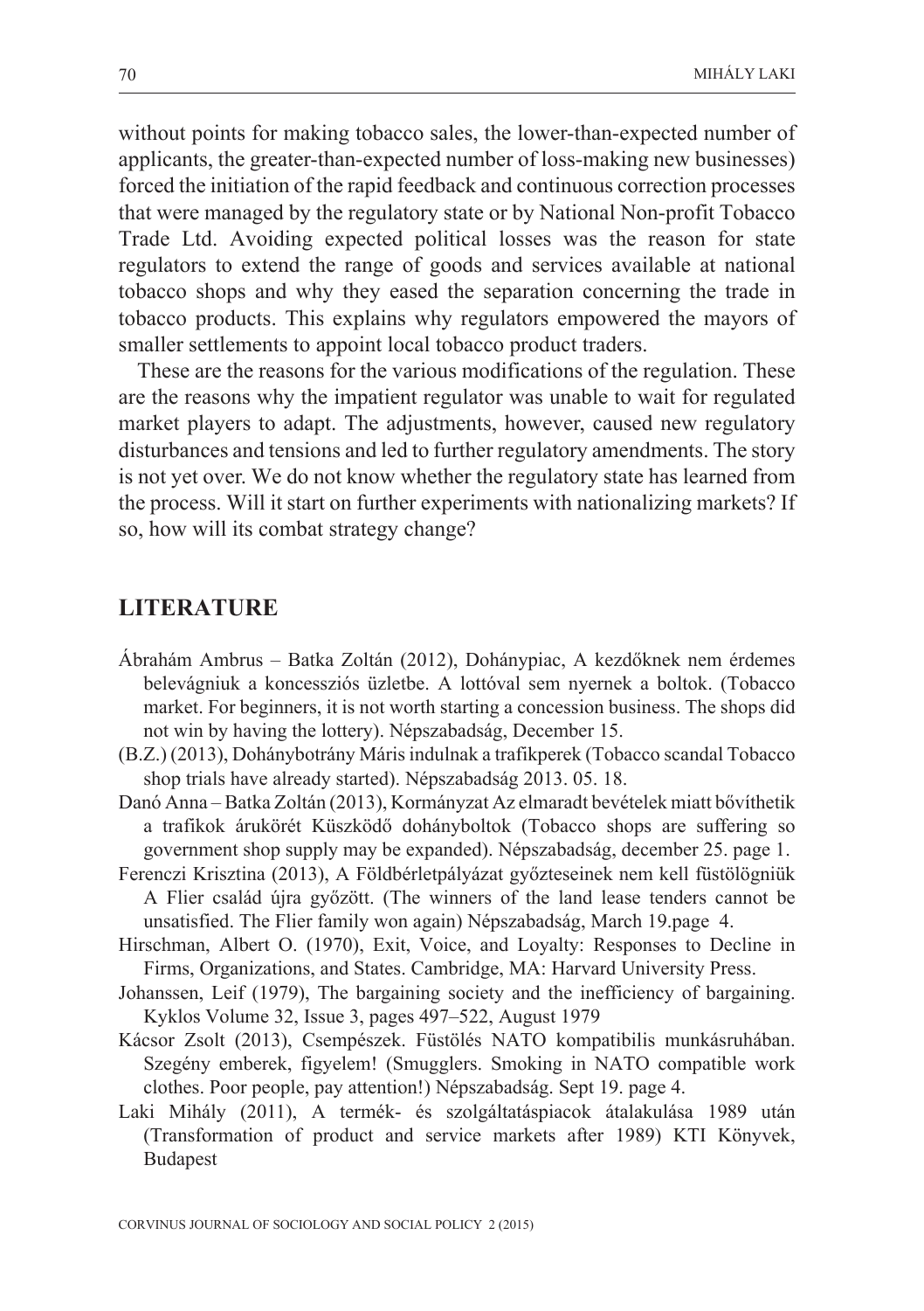without points for making tobacco sales, the lower-than-expected number of applicants, the greater-than-expected number of loss-making new businesses) forced the initiation of the rapid feedback and continuous correction processes that were managed by the regulatory state or by National Non-profit Tobacco Trade Ltd. Avoiding expected political losses was the reason for state regulators to extend the range of goods and services available at national tobacco shops and why they eased the separation concerning the trade in tobacco products. This explains why regulators empowered the mayors of smaller settlements to appoint local tobacco product traders.

These are the reasons for the various modifications of the regulation. These are the reasons why the impatient regulator was unable to wait for regulated market players to adapt. The adjustments, however, caused new regulatory disturbances and tensions and led to further regulatory amendments. The story is not yet over. We do not know whether the regulatory state has learned from the process. Will it start on further experiments with nationalizing markets? If so, how will its combat strategy change?

## LITERATURE

Ábrahám Ambrus – Batka Zoltán (2012), Dohánypiac, A kezdőknek nem érdemes belevágniuk a koncessziós üzletbe. A lottóval sem nyernek a boltok. (Tobacco market. For beginners, it is not worth starting a concession business. The shops did not win by having the lottery). Népszabadság, December 15.

(B.Z.) (2013), Dohánybotrány Máris indulnak a trafikperek (Tobacco scandal Tobacco shop trials have already started). Népszabadság 2013. 05. 18.

Danó Anna – Batka Zoltán (2013), Kormányzat Az elmaradt bevételek miatt bővíthetik a trafikok árukörét Küszködő dohányboltok (Tobacco shops are suffering so government shop supply may be expanded). Népszabadság, december 25. page 1.

Ferenczi Krisztina (2013), A Földbérletpályázat győzteseinek nem kell füstölögniük A Flier család újra győzött. (The winners of the land lease tenders cannot be unsatisfied. The Flier family won again) Népszabadság, March 19.page 4.

Hirschman, Albert O. (1970), Exit, Voice, and Loyalty: Responses to Decline in Firms, Organizations, and States. Cambridge, MA: Harvard University Press.

Johanssen, Leif (1979), The bargaining society and the inefficiency of bargaining. Kyklos Volume 32, Issue 3, pages 497–522, August 1979

Kácsor Zsolt (2013), Csempészek. Füstölés NATO kompatibilis munkásruhában. Szegény emberek, figyelem! (Smugglers. Smoking in NATO compatible work clothes. Poor people, pay attention!) Népszabadság. Sept 19. page 4.

Laki Mihály (2011), A termék- és szolgáltatáspiacok átalakulása 1989 után (Transformation of product and service markets after 1989) KTI Könyvek, Budapest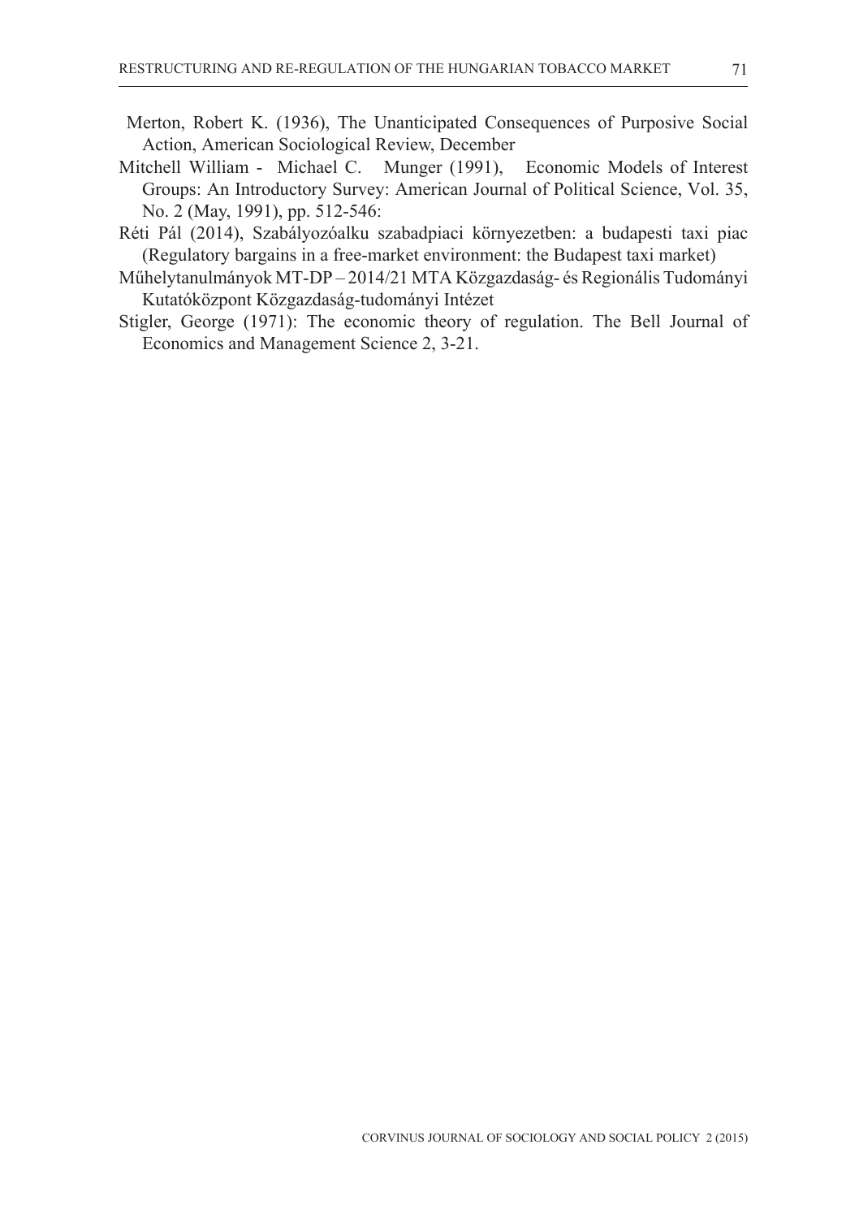Merton, Robert K. (1936), The Unanticipated Consequences of Purposive Social Action, American Sociological Review, December

Mitchell William - Michael C. Munger (1991), Economic Models of Interest Groups: An Introductory Survey: American Journal of Political Science, Vol. 35, No. 2 (May, 1991), pp. 512-546:

Réti Pál (2014), Szabályozóalku szabadpiaci környezetben: a budapesti taxi piac (Regulatory bargains in a free-market environment: the Budapest taxi market)

Műhelytanulmányok MT-DP – 2014/21 MTA Közgazdaság- és Regionális Tudományi Kutatóközpont Közgazdaság-tudományi Intézet

Stigler, George (1971): The economic theory of regulation. The Bell Journal of Economics and Management Science 2, 3-21.